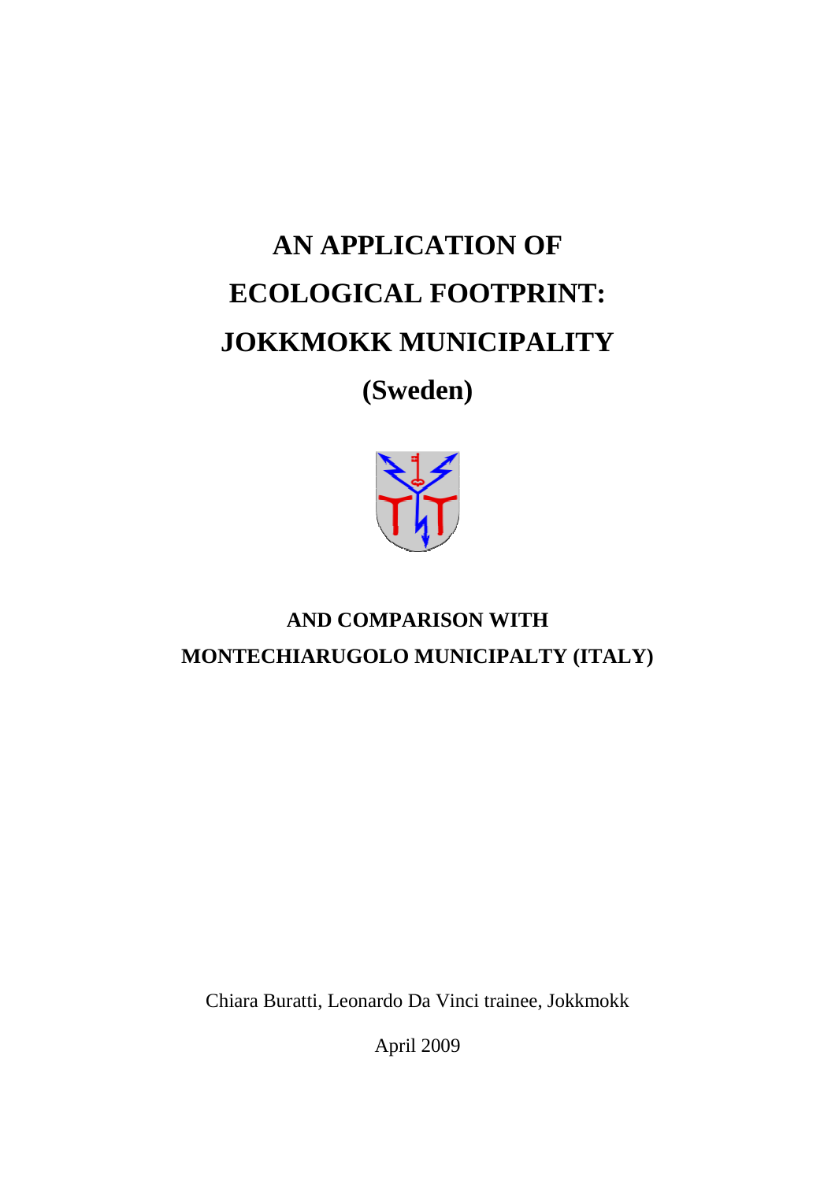# AN APPLICATION OF ECOLOGICAL FOOTPRINT: JOKKMOKK MUNICIPALITY (Sweden)

## AND COMPARISON WITH MONTECHIARUGOLO MUNICIPALTY (ITALY)

Chiara Buratti, Leonardo Da Vinci trainee, Jokkmokk

April 2009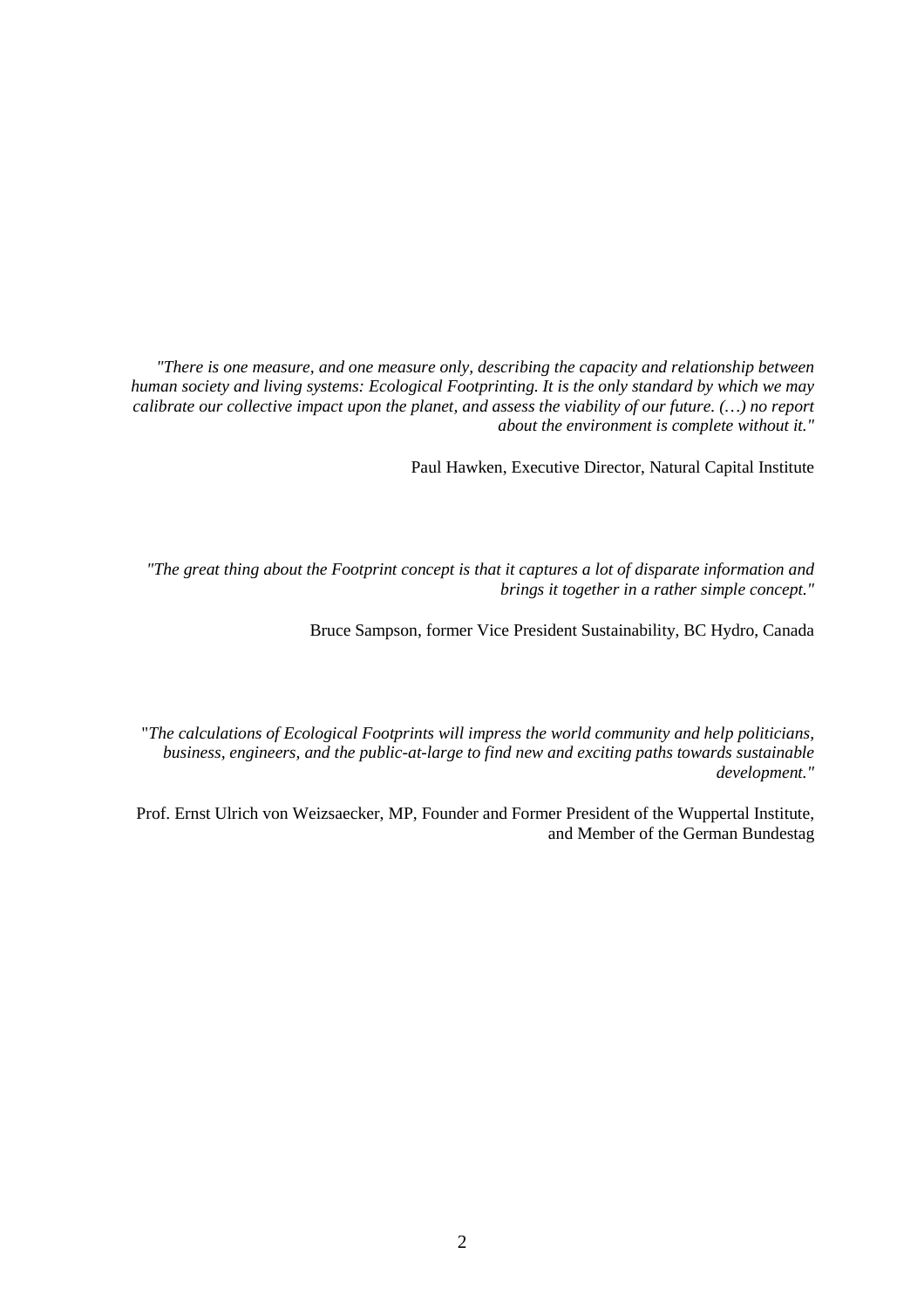*"There is one measure, and one measure only, describing the capacity and relationship between human society and living systems: Ecological Footprinting. It is the only standard by which we may calibrate our collective impact upon the planet, and assess the viability of our future. (…) no report about the environment is complete without it."*

Paul Hawken, Executive Director, Natural Capital Institute

*"The great thing about the Footprint concept is that it captures a lot of disparate information and brings it together in a rather simple concept."*

Bruce Sampson, former Vice President Sustainability, BC Hydro, Canada

"*The calculations of Ecological Footprints will impress the world community and help politicians, business, engineers, and the public-at-large to find new and exciting paths towards sustainable development."*

Prof. Ernst Ulrich von Weizsaecker, MP, Founder and Former President of the Wuppertal Institute, and Member of the German Bundestag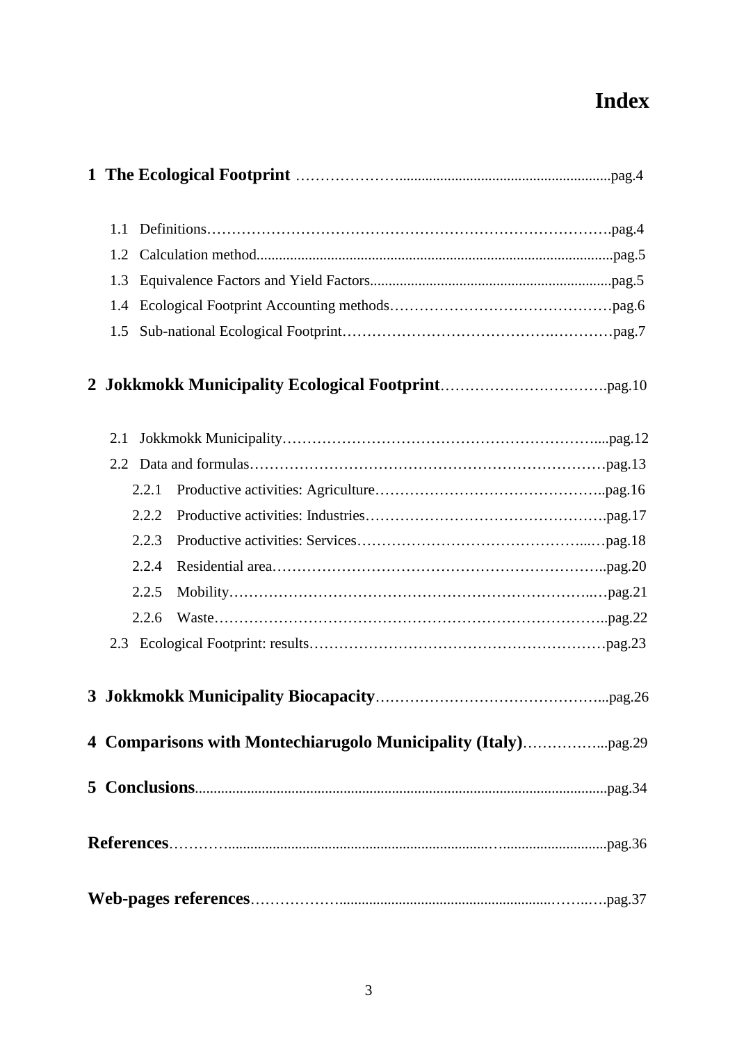# Index

**1 The Ecological Footprint** ……………………pag.4

- 1.1 Definitions……………………………………………………pag.4
- 1.2 Calculation method……………………………………………pag.5
- 1.3 Equivalence Factors and Yield Factors………………………pag.5
- 1.4 Ecological Footprint Accounting methods……………………pag.6
- 1.5 Sub-national Ecological Footprint……………………………pag.7

**2 Jokkmokk Municipality Ecological Footprint**……………………pag.10

- 2.1 Jokkmokk Municipality……………………………………………pag.12
- 2.2 Data and formulas…………………………………………………pag.13
  - 2.2.1 Productive activities: Agriculture…………………………pag.16
  - 2.2.2 Productive activities: Industries……………………………pag.17
  - 2.2.3 Productive activities: Services………………………………pag.18
  - 2.2.4 Residential area………………………………………………pag.20
  - 2.2.5 Mobility………………………………………………………pag.21
  - 2.2.6 Waste…………………………………………………………pag.22
- 2.3 Ecological Footprint: results………………………………………pag.23

**3 Jokkmokk Municipality Biocapacity**……………………………pag.26

**4 Comparisons with Montechiarugolo Municipality (Italy)**……………pag.29

**5 Conclusions**……………………………………………………pag.34

**References**……………………………………………………pag.36

**Web-pages references**……………………………………………pag.37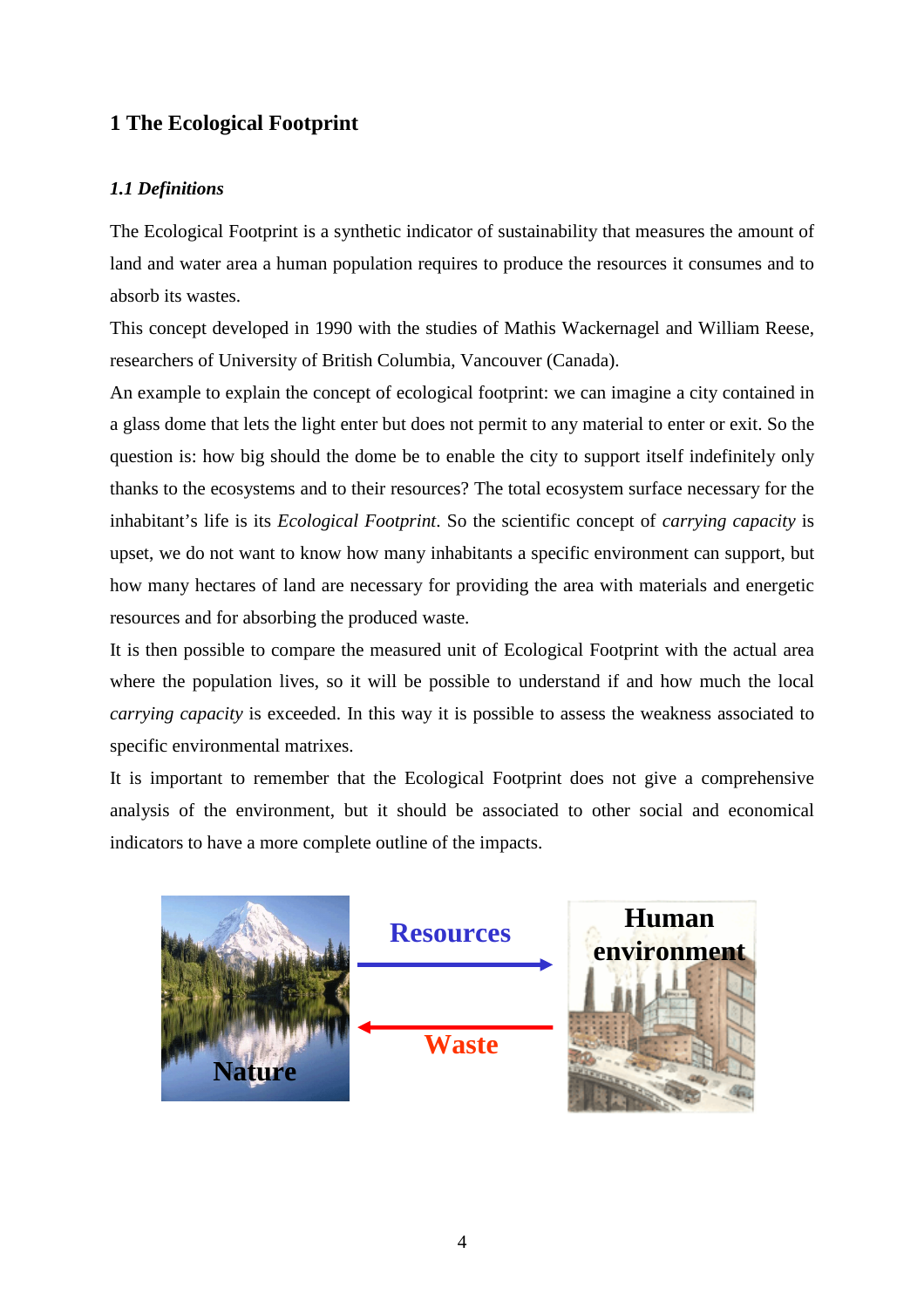# 1 The Ecological Footprint

## *1.1 Definitions*

The Ecological Footprint is a synthetic indicator of sustainability that measures the amount of land and water area a human population requires to produce the resources it consumes and to absorb its wastes.

This concept developed in 1990 with the studies of Mathis Wackernagel and William Reese, researchers of University of British Columbia, Vancouver (Canada).

An example to explain the concept of ecological footprint: we can imagine a city contained in a glass dome that lets the light enter but does not permit to any material to enter or exit. So the question is: how big should the dome be to enable the city to support itself indefinitely only thanks to the ecosystems and to their resources? The total ecosystem surface necessary for the inhabitant's life is its *Ecological Footprint*. So the scientific concept of *carrying capacity* is upset, we do not want to know how many inhabitants a specific environment can support, but how many hectares of land are necessary for providing the area with materials and energetic resources and for absorbing the produced waste.

It is then possible to compare the measured unit of Ecological Footprint with the actual area where the population lives, so it will be possible to understand if and how much the local *carrying capacity* is exceeded. In this way it is possible to assess the weakness associated to specific environmental matrixes.

It is important to remember that the Ecological Footprint does not give a comprehensive analysis of the environment, but it should be associated to other social and economical indicators to have a more complete outline of the impacts.

Nature — Resources → Human environment
Human environment — Waste → Nature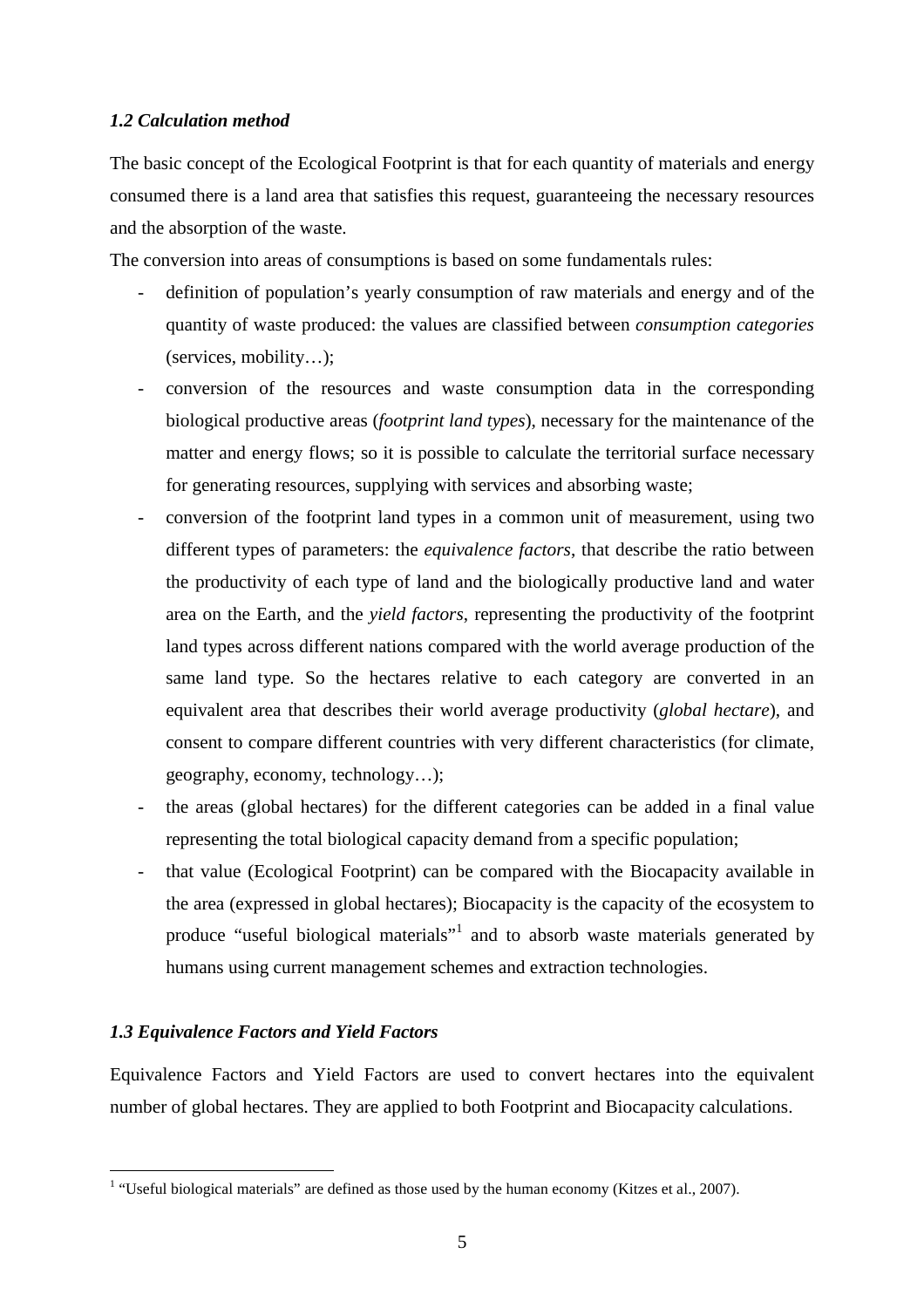### *1.2 Calculation method*

The basic concept of the Ecological Footprint is that for each quantity of materials and energy consumed there is a land area that satisfies this request, guaranteeing the necessary resources and the absorption of the waste.

The conversion into areas of consumptions is based on some fundamentals rules:

- definition of population's yearly consumption of raw materials and energy and of the quantity of waste produced: the values are classified between *consumption categories* (services, mobility…);
- conversion of the resources and waste consumption data in the corresponding biological productive areas (*footprint land types*), necessary for the maintenance of the matter and energy flows; so it is possible to calculate the territorial surface necessary for generating resources, supplying with services and absorbing waste;
- conversion of the footprint land types in a common unit of measurement, using two different types of parameters: the *equivalence factors*, that describe the ratio between the productivity of each type of land and the biologically productive land and water area on the Earth, and the *yield factors*, representing the productivity of the footprint land types across different nations compared with the world average production of the same land type. So the hectares relative to each category are converted in an equivalent area that describes their world average productivity (*global hectare*), and consent to compare different countries with very different characteristics (for climate, geography, economy, technology…);
- the areas (global hectares) for the different categories can be added in a final value representing the total biological capacity demand from a specific population;
- that value (Ecological Footprint) can be compared with the Biocapacity available in the area (expressed in global hectares); Biocapacity is the capacity of the ecosystem to produce "useful biological materials"[1] and to absorb waste materials generated by humans using current management schemes and extraction technologies.

### *1.3 Equivalence Factors and Yield Factors*

Equivalence Factors and Yield Factors are used to convert hectares into the equivalent number of global hectares. They are applied to both Footprint and Biocapacity calculations.

[1] "Useful biological materials" are defined as those used by the human economy (Kitzes et al., 2007).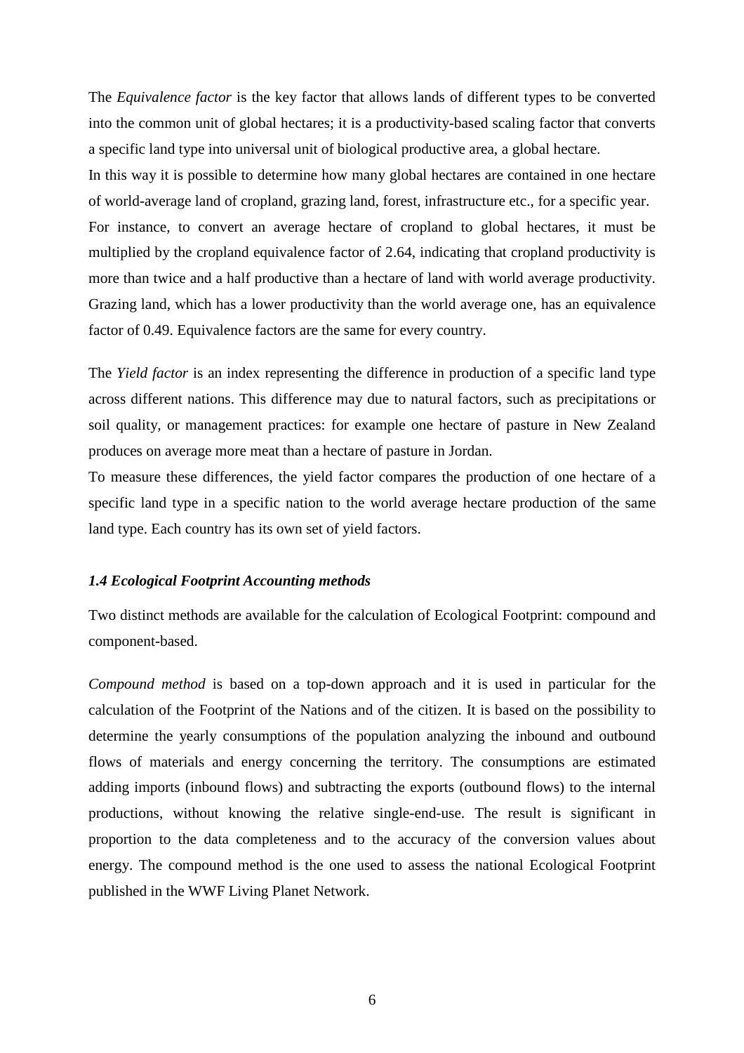The *Equivalence factor* is the key factor that allows lands of different types to be converted into the common unit of global hectares; it is a productivity-based scaling factor that converts a specific land type into universal unit of biological productive area, a global hectare.
In this way it is possible to determine how many global hectares are contained in one hectare of world-average land of cropland, grazing land, forest, infrastructure etc., for a specific year.
For instance, to convert an average hectare of cropland to global hectares, it must be multiplied by the cropland equivalence factor of 2.64, indicating that cropland productivity is more than twice and a half productive than a hectare of land with world average productivity. Grazing land, which has a lower productivity than the world average one, has an equivalence factor of 0.49. Equivalence factors are the same for every country.

The *Yield factor* is an index representing the difference in production of a specific land type across different nations. This difference may due to natural factors, such as precipitations or soil quality, or management practices: for example one hectare of pasture in New Zealand produces on average more meat than a hectare of pasture in Jordan.
To measure these differences, the yield factor compares the production of one hectare of a specific land type in a specific nation to the world average hectare production of the same land type. Each country has its own set of yield factors.

### *1.4 Ecological Footprint Accounting methods*

Two distinct methods are available for the calculation of Ecological Footprint: compound and component-based.

*Compound method* is based on a top-down approach and it is used in particular for the calculation of the Footprint of the Nations and of the citizen. It is based on the possibility to determine the yearly consumptions of the population analyzing the inbound and outbound flows of materials and energy concerning the territory. The consumptions are estimated adding imports (inbound flows) and subtracting the exports (outbound flows) to the internal productions, without knowing the relative single-end-use. The result is significant in proportion to the data completeness and to the accuracy of the conversion values about energy. The compound method is the one used to assess the national Ecological Footprint published in the WWF Living Planet Network.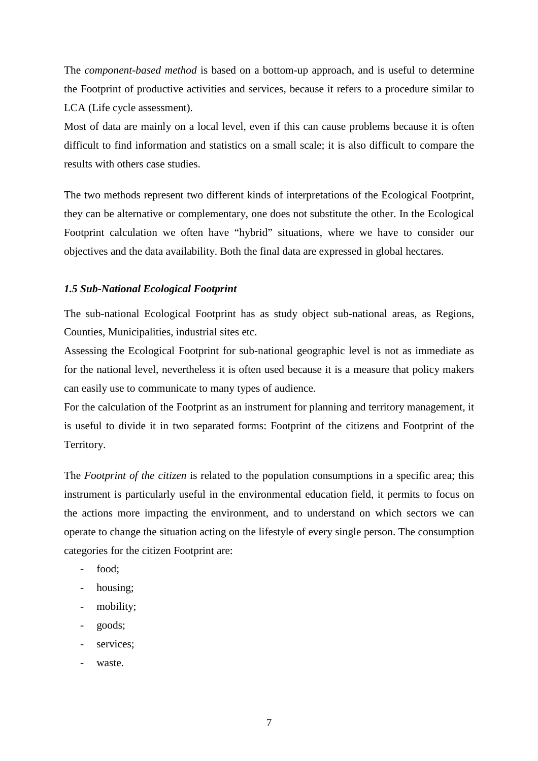The *component-based method* is based on a bottom-up approach, and is useful to determine the Footprint of productive activities and services, because it refers to a procedure similar to LCA (Life cycle assessment).
Most of data are mainly on a local level, even if this can cause problems because it is often difficult to find information and statistics on a small scale; it is also difficult to compare the results with others case studies.

The two methods represent two different kinds of interpretations of the Ecological Footprint, they can be alternative or complementary, one does not substitute the other. In the Ecological Footprint calculation we often have “hybrid” situations, where we have to consider our objectives and the data availability. Both the final data are expressed in global hectares.

### *1.5 Sub-National Ecological Footprint*

The sub-national Ecological Footprint has as study object sub-national areas, as Regions, Counties, Municipalities, industrial sites etc.
Assessing the Ecological Footprint for sub-national geographic level is not as immediate as for the national level, nevertheless it is often used because it is a measure that policy makers can easily use to communicate to many types of audience.
For the calculation of the Footprint as an instrument for planning and territory management, it is useful to divide it in two separated forms: Footprint of the citizens and Footprint of the Territory.

The *Footprint of the citizen* is related to the population consumptions in a specific area; this instrument is particularly useful in the environmental education field, it permits to focus on the actions more impacting the environment, and to understand on which sectors we can operate to change the situation acting on the lifestyle of every single person. The consumption categories for the citizen Footprint are:

- food;
- housing;
- mobility;
- goods;
- services;
- waste.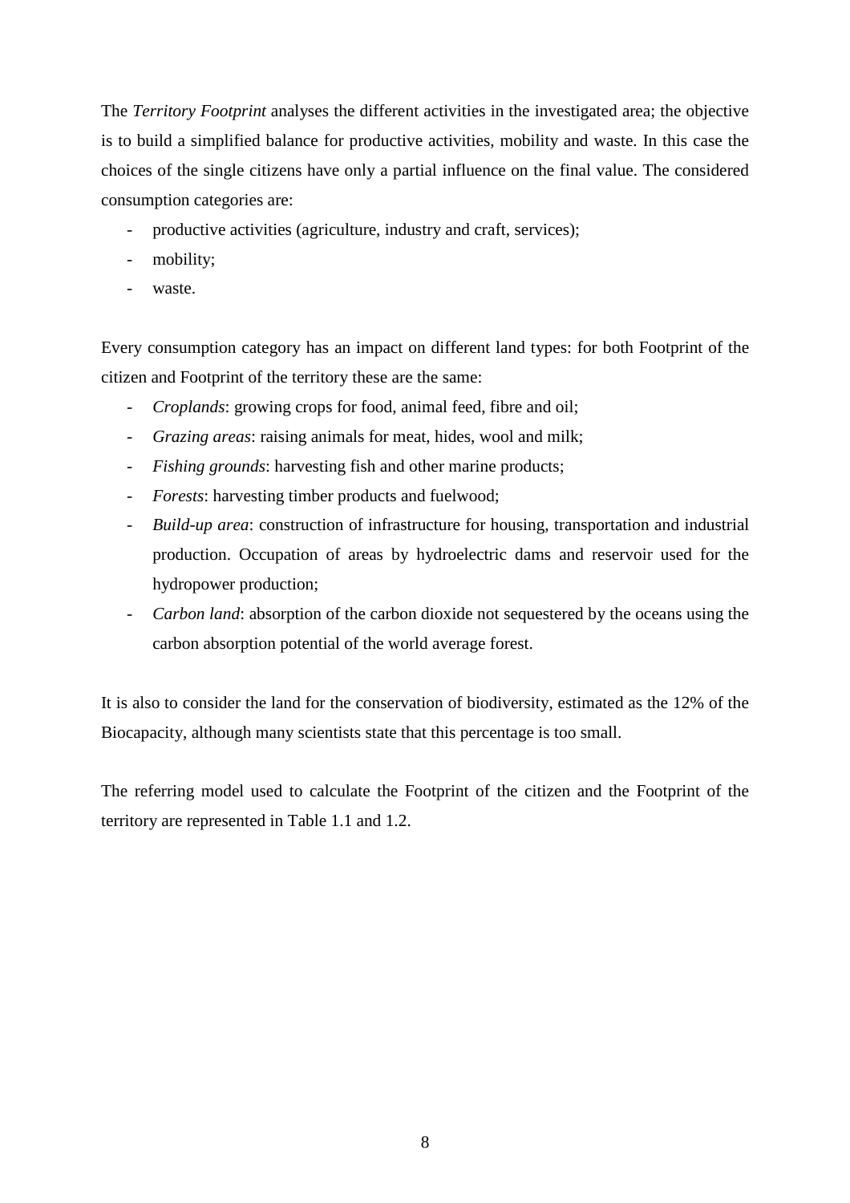The *Territory Footprint* analyses the different activities in the investigated area; the objective is to build a simplified balance for productive activities, mobility and waste. In this case the choices of the single citizens have only a partial influence on the final value. The considered consumption categories are:

- productive activities (agriculture, industry and craft, services);
- mobility;
- waste.

Every consumption category has an impact on different land types: for both Footprint of the citizen and Footprint of the territory these are the same:

- *Croplands*: growing crops for food, animal feed, fibre and oil;
- *Grazing areas*: raising animals for meat, hides, wool and milk;
- *Fishing grounds*: harvesting fish and other marine products;
- *Forests*: harvesting timber products and fuelwood;
- *Build-up area*: construction of infrastructure for housing, transportation and industrial production. Occupation of areas by hydroelectric dams and reservoir used for the hydropower production;
- *Carbon land*: absorption of the carbon dioxide not sequestered by the oceans using the carbon absorption potential of the world average forest.

It is also to consider the land for the conservation of biodiversity, estimated as the 12% of the Biocapacity, although many scientists state that this percentage is too small.

The referring model used to calculate the Footprint of the citizen and the Footprint of the territory are represented in Table 1.1 and 1.2.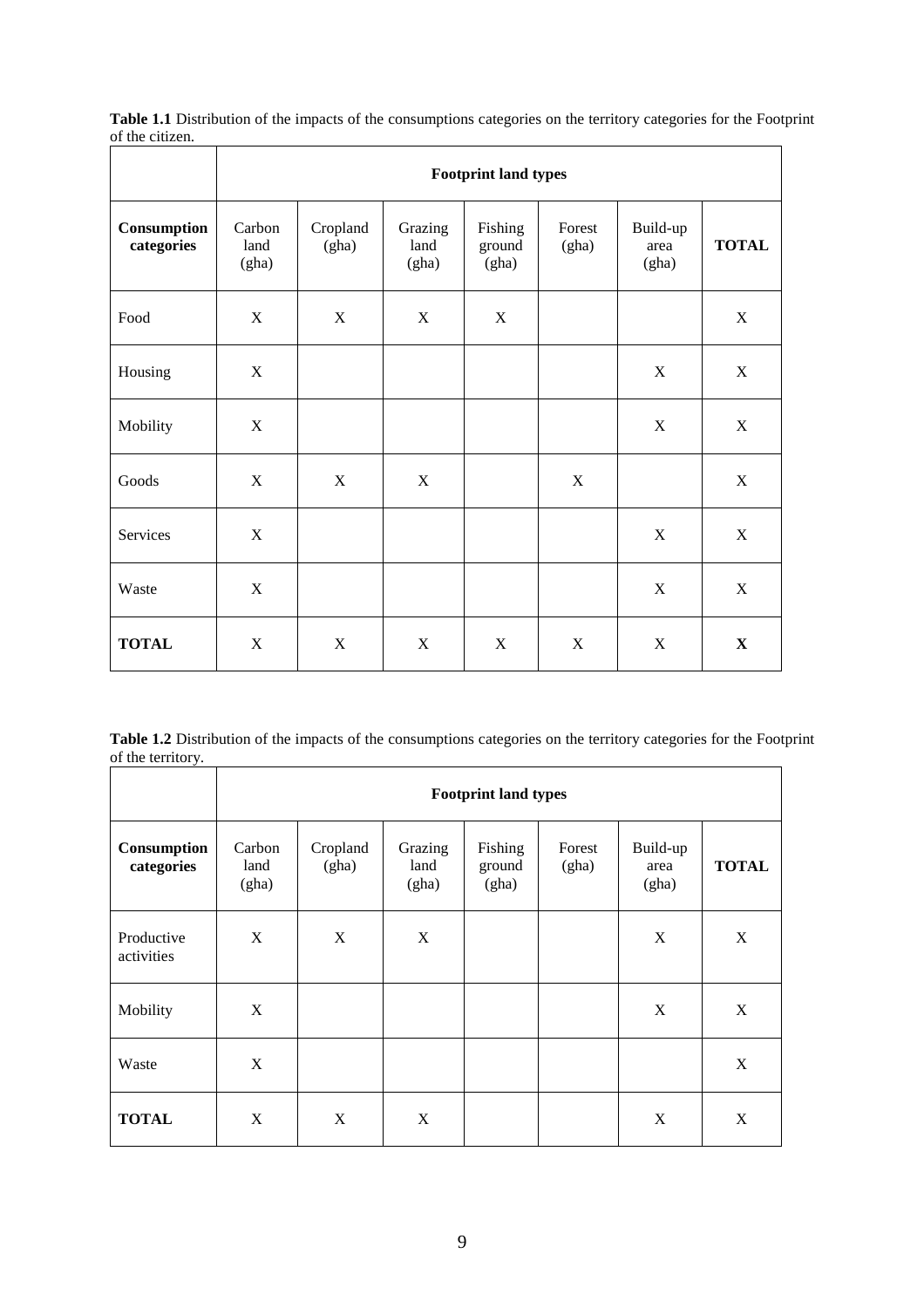**Table 1.1** Distribution of the impacts of the consumptions categories on the territory categories for the Footprint of the citizen.

| | Footprint land types | | | | | | |
|---|---|---|---|---|---|---|---|
| **Consumption categories** | Carbon land (gha) | Cropland (gha) | Grazing land (gha) | Fishing ground (gha) | Forest (gha) | Build-up area (gha) | **TOTAL** |
| Food | X | X | X | X | | | X |
| Housing | X | | | | | X | X |
| Mobility | X | | | | | X | X |
| Goods | X | X | X | | X | | X |
| Services | X | | | | | X | X |
| Waste | X | | | | | X | X |
| **TOTAL** | X | X | X | X | X | X | **X** |

**Table 1.2** Distribution of the impacts of the consumptions categories on the territory categories for the Footprint of the territory.

| | Footprint land types | | | | | | |
|---|---|---|---|---|---|---|---|
| **Consumption categories** | Carbon land (gha) | Cropland (gha) | Grazing land (gha) | Fishing ground (gha) | Forest (gha) | Build-up area (gha) | **TOTAL** |
| Productive activities | X | X | X | | | X | X |
| Mobility | X | | | | | X | X |
| Waste | X | | | | | | X |
| **TOTAL** | X | X | X | | | X | X |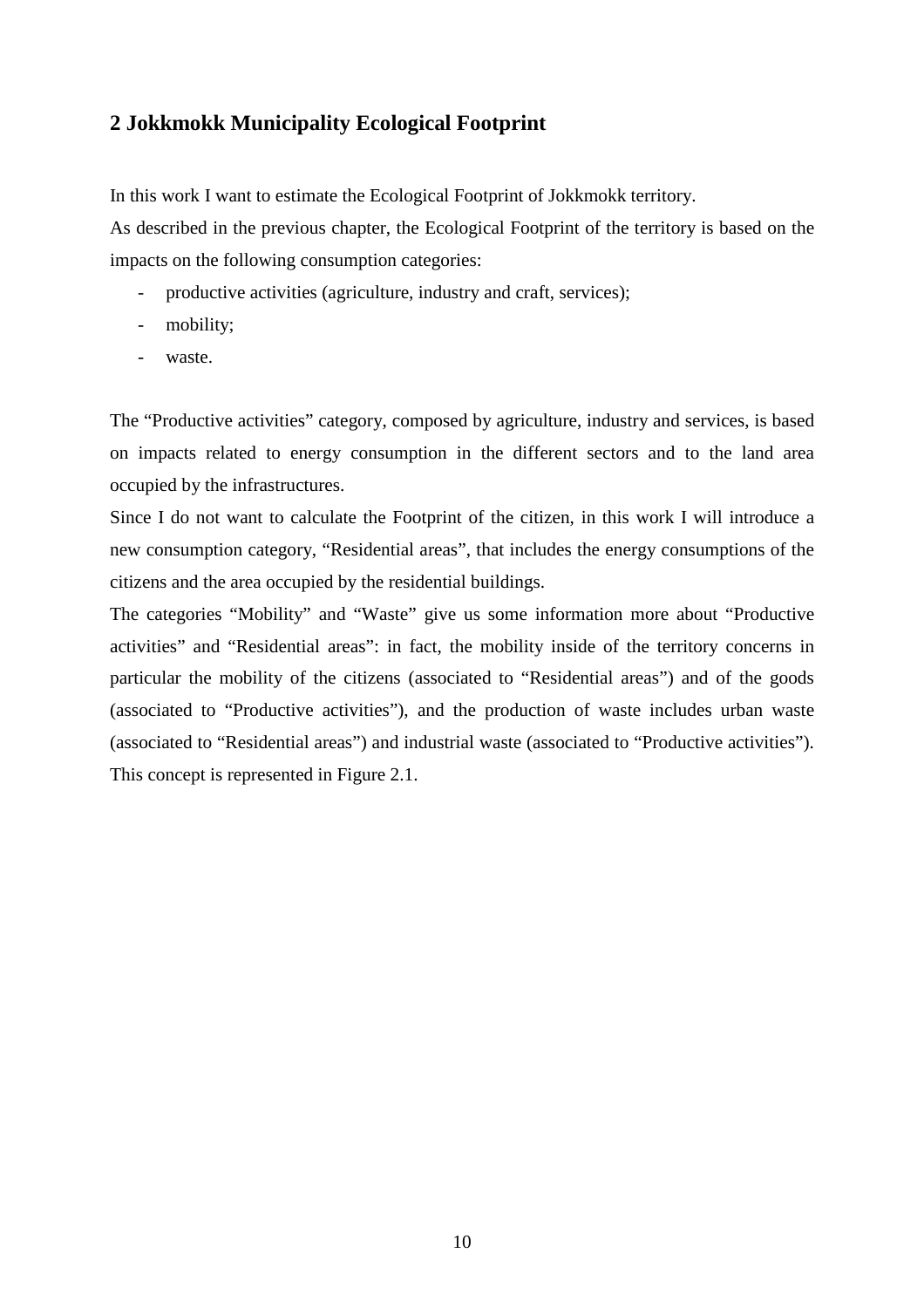## 2 Jokkmokk Municipality Ecological Footprint

In this work I want to estimate the Ecological Footprint of Jokkmokk territory.
As described in the previous chapter, the Ecological Footprint of the territory is based on the impacts on the following consumption categories:

- productive activities (agriculture, industry and craft, services);
- mobility;
- waste.

The "Productive activities" category, composed by agriculture, industry and services, is based on impacts related to energy consumption in the different sectors and to the land area occupied by the infrastructures.
Since I do not want to calculate the Footprint of the citizen, in this work I will introduce a new consumption category, "Residential areas", that includes the energy consumptions of the citizens and the area occupied by the residential buildings.
The categories "Mobility" and "Waste" give us some information more about "Productive activities" and "Residential areas": in fact, the mobility inside of the territory concerns in particular the mobility of the citizens (associated to "Residential areas") and of the goods (associated to "Productive activities"), and the production of waste includes urban waste (associated to "Residential areas") and industrial waste (associated to "Productive activities").
This concept is represented in Figure 2.1.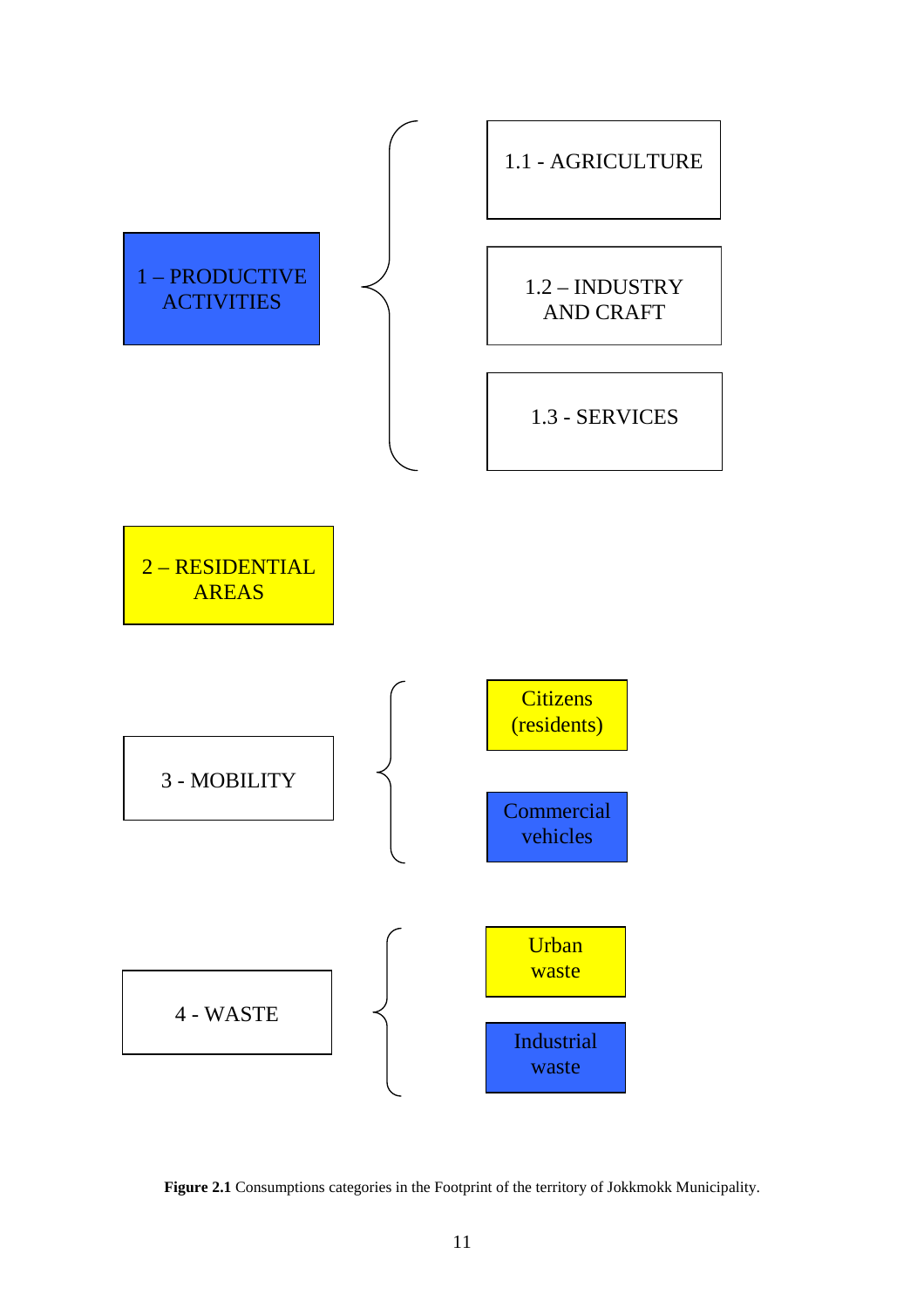1 – PRODUCTIVE ACTIVITIES

- 1.1 - AGRICULTURE
- 1.2 – INDUSTRY AND CRAFT
- 1.3 - SERVICES

2 – RESIDENTIAL AREAS

3 - MOBILITY

- Citizens (residents)
- Commercial vehicles

4 - WASTE

- Urban waste
- Industrial waste

**Figure 2.1** Consumptions categories in the Footprint of the territory of Jokkmokk Municipality.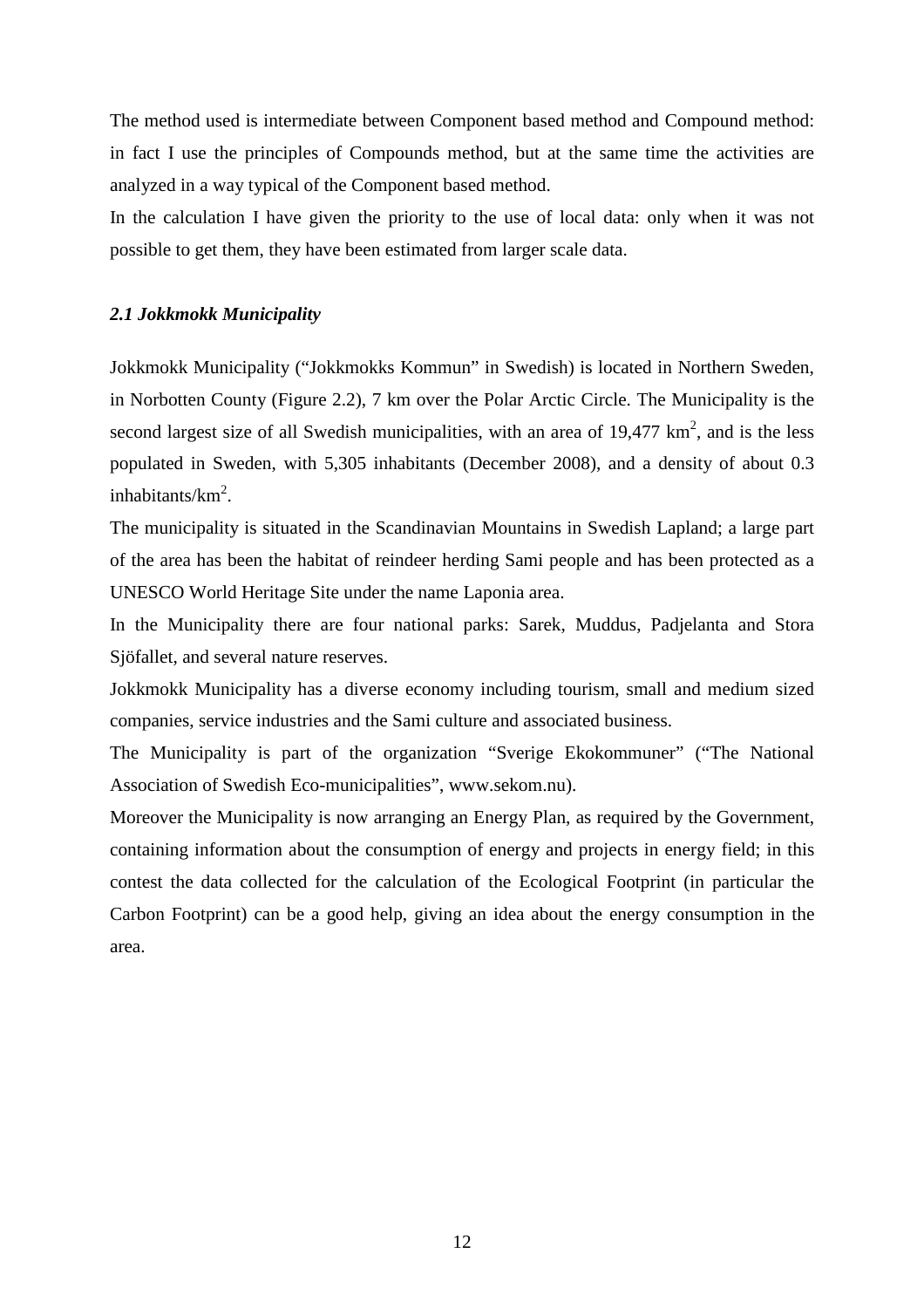The method used is intermediate between Component based method and Compound method: in fact I use the principles of Compounds method, but at the same time the activities are analyzed in a way typical of the Component based method.

In the calculation I have given the priority to the use of local data: only when it was not possible to get them, they have been estimated from larger scale data.

### *2.1 Jokkmokk Municipality*

Jokkmokk Municipality ("Jokkmokks Kommun" in Swedish) is located in Northern Sweden, in Norbotten County (Figure 2.2), 7 km over the Polar Arctic Circle. The Municipality is the second largest size of all Swedish municipalities, with an area of 19,477 $km^2$, and is the less populated in Sweden, with 5,305 inhabitants (December 2008), and a density of about 0.3 inhabitants/$km^2$.

The municipality is situated in the Scandinavian Mountains in Swedish Lapland; a large part of the area has been the habitat of reindeer herding Sami people and has been protected as a UNESCO World Heritage Site under the name Laponia area.

In the Municipality there are four national parks: Sarek, Muddus, Padjelanta and Stora Sjöfallet, and several nature reserves.

Jokkmokk Municipality has a diverse economy including tourism, small and medium sized companies, service industries and the Sami culture and associated business.

The Municipality is part of the organization "Sverige Ekokommuner" ("The National Association of Swedish Eco-municipalities", www.sekom.nu).

Moreover the Municipality is now arranging an Energy Plan, as required by the Government, containing information about the consumption of energy and projects in energy field; in this contest the data collected for the calculation of the Ecological Footprint (in particular the Carbon Footprint) can be a good help, giving an idea about the energy consumption in the area.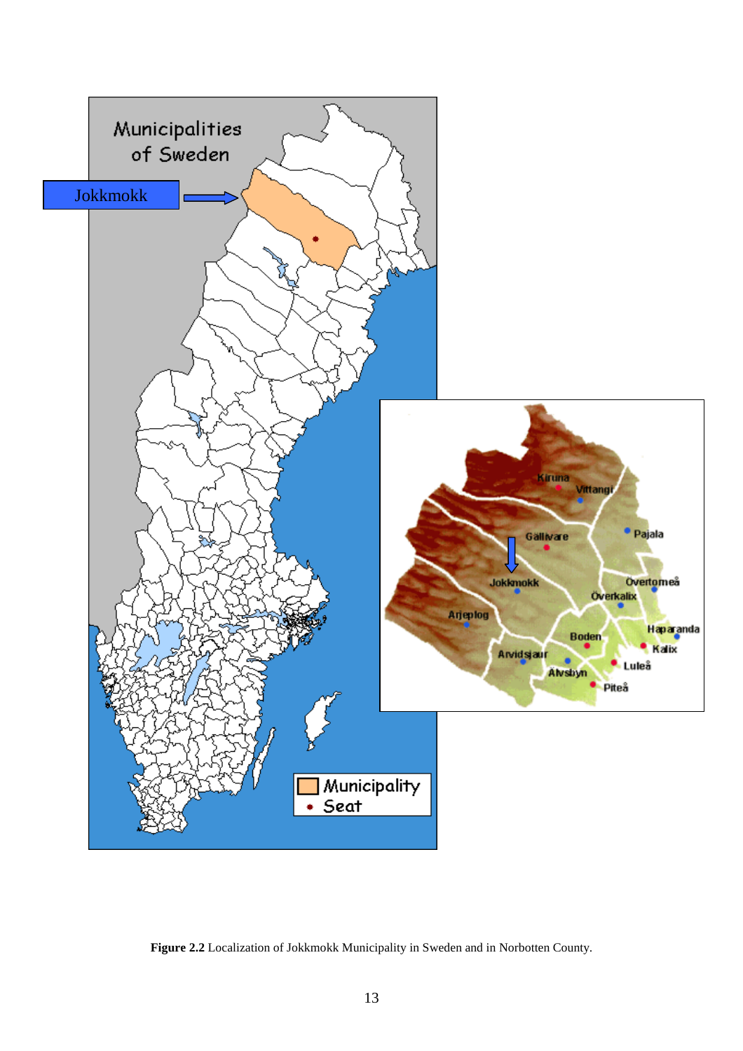**Figure 2.2** Localization of Jokkmokk Municipality in Sweden and in Norbotten County.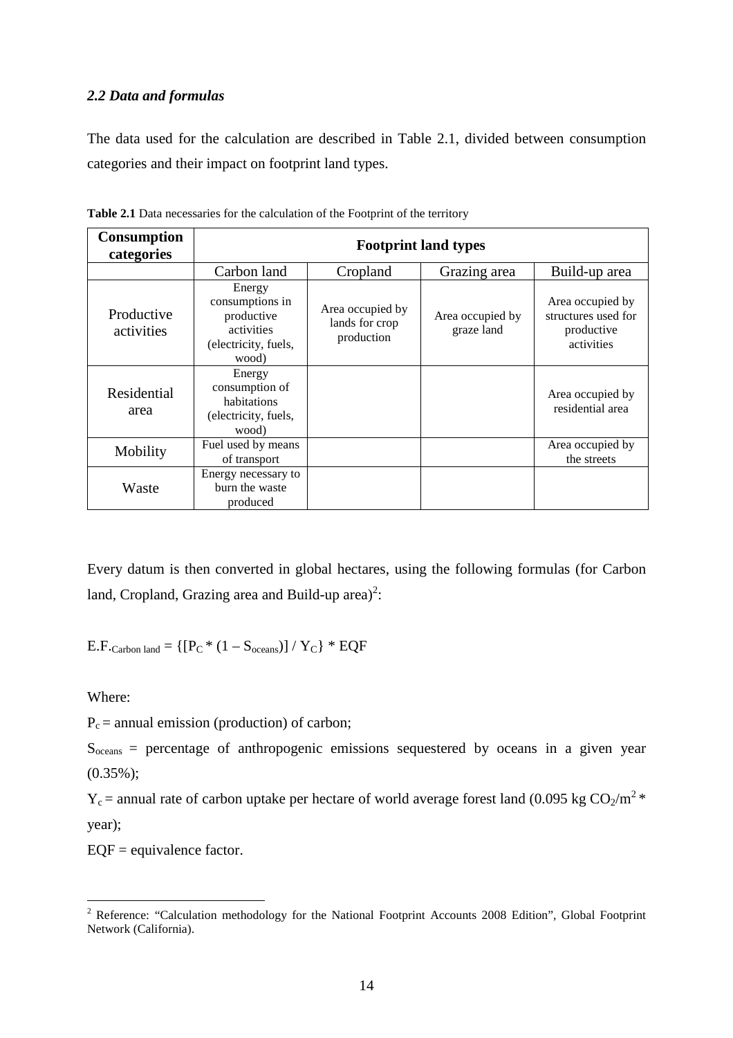### *2.2 Data and formulas*

The data used for the calculation are described in Table 2.1, divided between consumption categories and their impact on footprint land types.

**Table 2.1** Data necessaries for the calculation of the Footprint of the territory

| **Consumption categories** | **Footprint land types** | | | |
|---|---|---|---|---|
| | Carbon land | Cropland | Grazing area | Build-up area |
| Productive activities | Energy consumptions in productive activities (electricity, fuels, wood) | Area occupied by lands for crop production | Area occupied by graze land | Area occupied by structures used for productive activities |
| Residential area | Energy consumption of habitations (electricity, fuels, wood) | | | Area occupied by residential area |
| Mobility | Fuel used by means of transport | | | Area occupied by the streets |
| Waste | Energy necessary to burn the waste produced | | | |

Every datum is then converted in global hectares, using the following formulas (for Carbon land, Cropland, Grazing area and Build-up area)[2]:

$$E.F._{\text{Carbon land}} = \{[P_C * (1 - S_{oceans})] / Y_C\} * EQF$$

Where:

$P_c$ = annual emission (production) of carbon;

$S_{oceans}$ = percentage of anthropogenic emissions sequestered by oceans in a given year (0.35%);

$Y_c$ = annual rate of carbon uptake per hectare of world average forest land (0.095 kg $CO_2/m^2$ * year);

EQF = equivalence factor.

---

[2] Reference: "Calculation methodology for the National Footprint Accounts 2008 Edition", Global Footprint Network (California).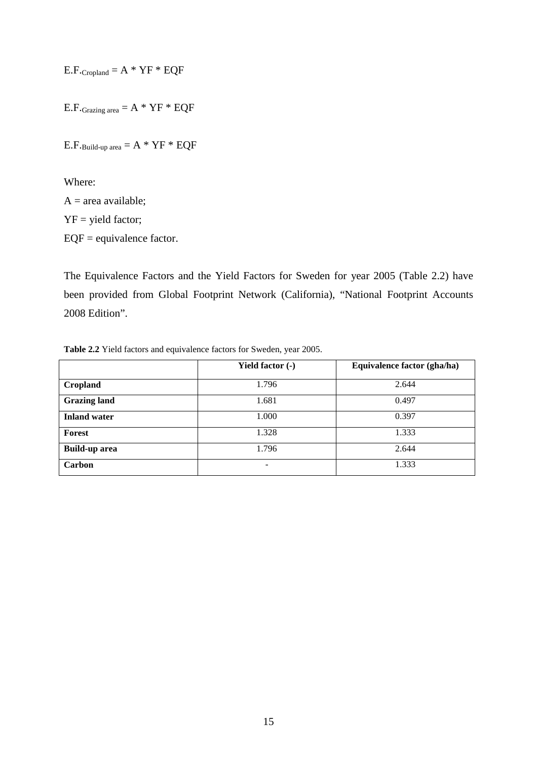$$E.F._{Cropland} = A * YF * EQF$$

$$E.F._{Grazing\ area} = A * YF * EQF$$

$$E.F._{Build\text{-}up\ area} = A * YF * EQF$$

Where:

A = area available;

YF = yield factor;

EQF = equivalence factor.

The Equivalence Factors and the Yield Factors for Sweden for year 2005 (Table 2.2) have been provided from Global Footprint Network (California), "National Footprint Accounts 2008 Edition".

**Table 2.2** Yield factors and equivalence factors for Sweden, year 2005.

| | **Yield factor (-)** | **Equivalence factor (gha/ha)** |
|---|---|---|
| **Cropland** | 1.796 | 2.644 |
| **Grazing land** | 1.681 | 0.497 |
| **Inland water** | 1.000 | 0.397 |
| **Forest** | 1.328 | 1.333 |
| **Build-up area** | 1.796 | 2.644 |
| **Carbon** | - | 1.333 |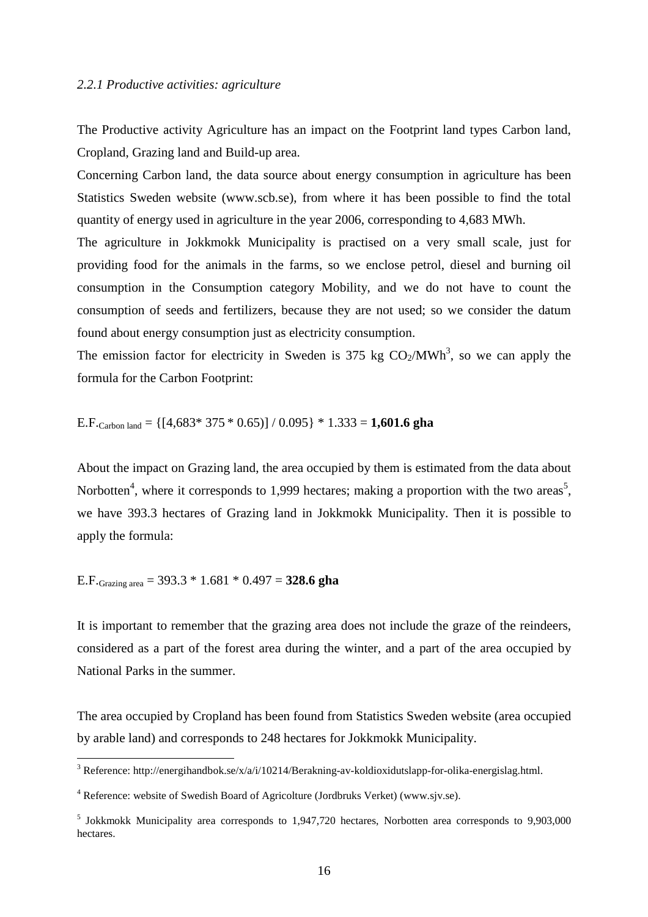#### *2.2.1 Productive activities: agriculture*

The Productive activity Agriculture has an impact on the Footprint land types Carbon land, Cropland, Grazing land and Build-up area.

Concerning Carbon land, the data source about energy consumption in agriculture has been Statistics Sweden website (www.scb.se), from where it has been possible to find the total quantity of energy used in agriculture in the year 2006, corresponding to 4,683 MWh.

The agriculture in Jokkmokk Municipality is practised on a very small scale, just for providing food for the animals in the farms, so we enclose petrol, diesel and burning oil consumption in the Consumption category Mobility, and we do not have to count the consumption of seeds and fertilizers, because they are not used; so we consider the datum found about energy consumption just as electricity consumption.

The emission factor for electricity in Sweden is 375 kg $CO_2$/MWh[3], so we can apply the formula for the Carbon Footprint:

$$E.F._{\text{Carbon land}} = \{[4{,}683 * 375 * 0.65)] / 0.095\} * 1.333 = \mathbf{1{,}601.6\ gha}$$

About the impact on Grazing land, the area occupied by them is estimated from the data about Norbotten[4], where it corresponds to 1,999 hectares; making a proportion with the two areas[5], we have 393.3 hectares of Grazing land in Jokkmokk Municipality. Then it is possible to apply the formula:

$$E.F._{\text{Grazing area}} = 393.3 * 1.681 * 0.497 = \mathbf{328.6\ gha}$$

It is important to remember that the grazing area does not include the graze of the reindeers, considered as a part of the forest area during the winter, and a part of the area occupied by National Parks in the summer.

The area occupied by Cropland has been found from Statistics Sweden website (area occupied by arable land) and corresponds to 248 hectares for Jokkmokk Municipality.

---

[3] Reference: http://energihandbok.se/x/a/i/10214/Berakning-av-koldioxidutslapp-for-olika-energislag.html.

[4] Reference: website of Swedish Board of Agricolture (Jordbruks Verket) (www.sjv.se).

[5] Jokkmokk Municipality area corresponds to 1,947,720 hectares, Norbotten area corresponds to 9,903,000 hectares.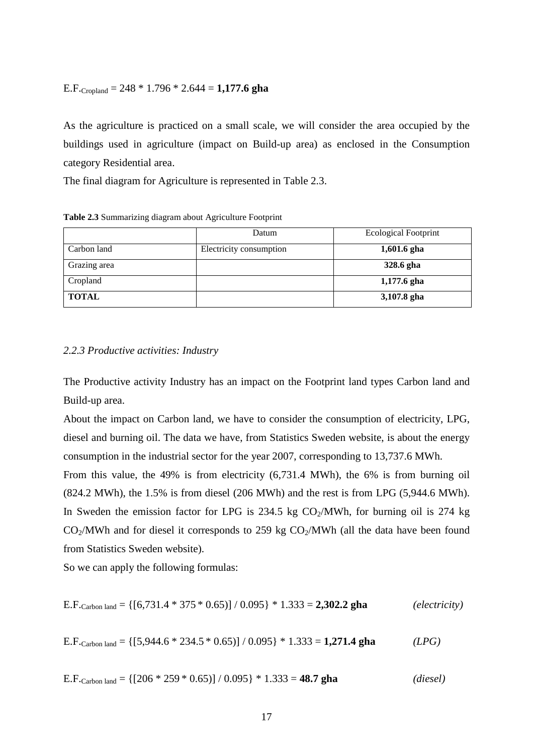$$E.F._{Cropland} = 248 * 1.796 * 2.644 = \mathbf{1{,}177.6\ gha}$$

As the agriculture is practiced on a small scale, we will consider the area occupied by the buildings used in agriculture (impact on Build-up area) as enclosed in the Consumption category Residential area.

The final diagram for Agriculture is represented in Table 2.3.

**Table 2.3** Summarizing diagram about Agriculture Footprint

| | Datum | Ecological Footprint |
|---|---|---|
| Carbon land | Electricity consumption | **1,601.6 gha** |
| Grazing area | | **328.6 gha** |
| Cropland | | **1,177.6 gha** |
| **TOTAL** | | **3,107.8 gha** |

### *2.2.3 Productive activities: Industry*

The Productive activity Industry has an impact on the Footprint land types Carbon land and Build-up area.

About the impact on Carbon land, we have to consider the consumption of electricity, LPG, diesel and burning oil. The data we have, from Statistics Sweden website, is about the energy consumption in the industrial sector for the year 2007, corresponding to 13,737.6 MWh.

From this value, the 49% is from electricity (6,731.4 MWh), the 6% is from burning oil (824.2 MWh), the 1.5% is from diesel (206 MWh) and the rest is from LPG (5,944.6 MWh). In Sweden the emission factor for LPG is 234.5 kg $CO_2$/MWh, for burning oil is 274 kg $CO_2$/MWh and for diesel it corresponds to 259 kg $CO_2$/MWh (all the data have been found from Statistics Sweden website).

So we can apply the following formulas:

$$E.F._{Carbon\ land} = \{[6{,}731.4 * 375 * 0.65)] / 0.095\} * 1.333 = \mathbf{2{,}302.2\ gha} \qquad \textit{(electricity)}$$

$$E.F._{Carbon\ land} = \{[5{,}944.6 * 234.5 * 0.65)] / 0.095\} * 1.333 = \mathbf{1{,}271.4\ gha} \qquad \textit{(LPG)}$$

$$E.F._{Carbon\ land} = \{[206 * 259 * 0.65)] / 0.095\} * 1.333 = \mathbf{48.7\ gha} \qquad \textit{(diesel)}$$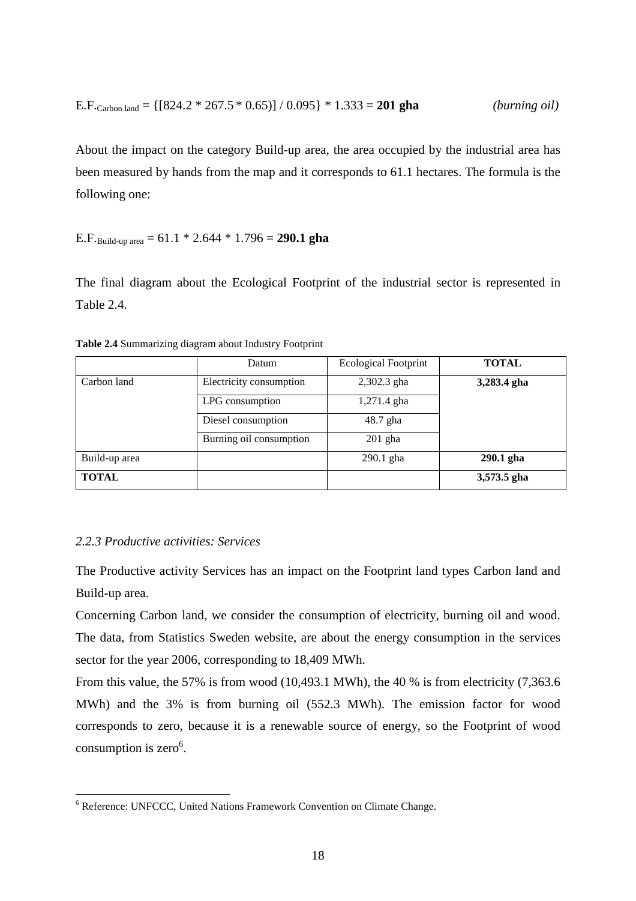$$E.F._{\text{Carbon land}} = \{[824.2 * 267.5 * 0.65)] / 0.095\} * 1.333 = \mathbf{201\ gha} \qquad \textit{(burning oil)}$$

About the impact on the category Build-up area, the area occupied by the industrial area has been measured by hands from the map and it corresponds to 61.1 hectares. The formula is the following one:

$$E.F._{\text{Build-up area}} = 61.1 * 2.644 * 1.796 = \mathbf{290.1\ gha}$$

The final diagram about the Ecological Footprint of the industrial sector is represented in Table 2.4.

**Table 2.4** Summarizing diagram about Industry Footprint

| | Datum | Ecological Footprint | TOTAL |
|---|---|---|---|
| Carbon land | Electricity consumption | 2,302.3 gha | **3,283.4 gha** |
| | LPG consumption | 1,271.4 gha | |
| | Diesel consumption | 48.7 gha | |
| | Burning oil consumption | 201 gha | |
| Build-up area | | 290.1 gha | **290.1 gha** |
| **TOTAL** | | | **3,573.5 gha** |

### *2.2.3 Productive activities: Services*

The Productive activity Services has an impact on the Footprint land types Carbon land and Build-up area.

Concerning Carbon land, we consider the consumption of electricity, burning oil and wood. The data, from Statistics Sweden website, are about the energy consumption in the services sector for the year 2006, corresponding to 18,409 MWh.

From this value, the 57% is from wood (10,493.1 MWh), the 40 % is from electricity (7,363.6 MWh) and the 3% is from burning oil (552.3 MWh). The emission factor for wood corresponds to zero, because it is a renewable source of energy, so the Footprint of wood consumption is zero[6].

---

[6] Reference: UNFCCC, United Nations Framework Convention on Climate Change.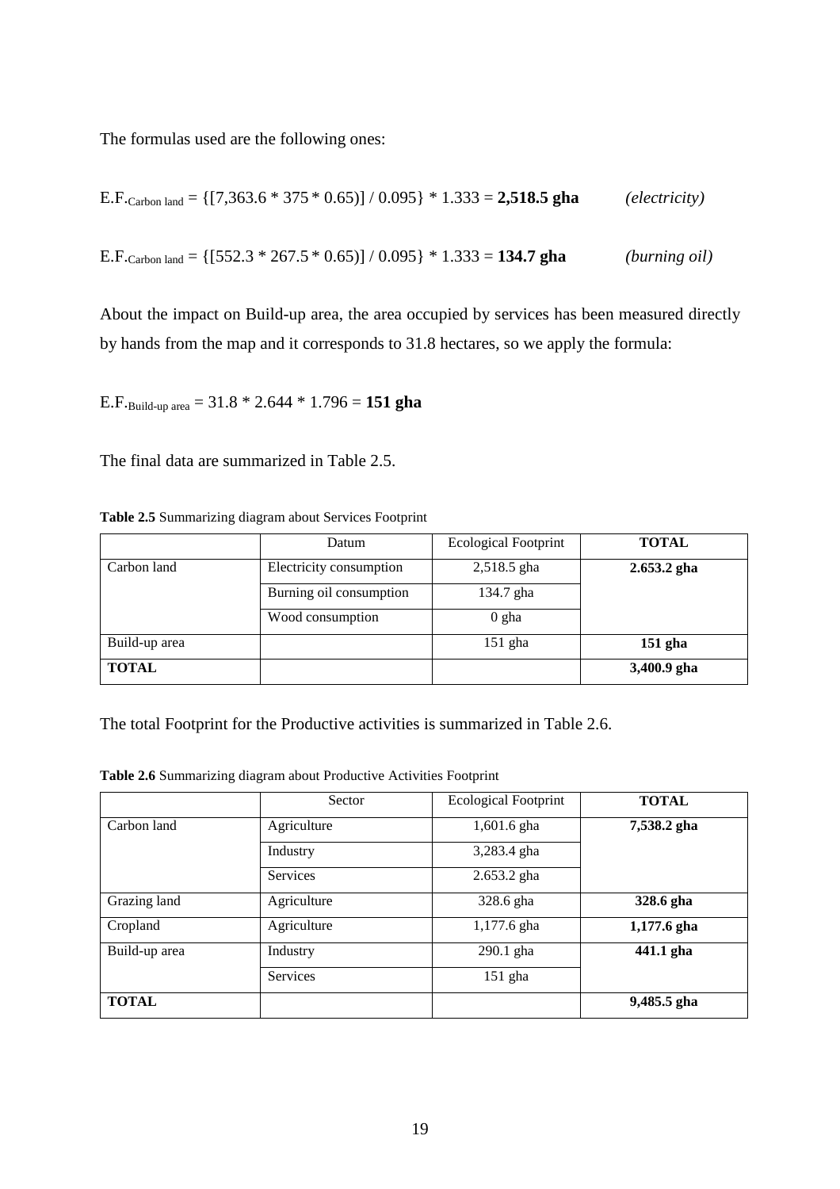The formulas used are the following ones:

$$E.F._{\text{Carbon land}} = \{[7{,}363.6 * 375 * 0.65)] / 0.095\} * 1.333 = \mathbf{2{,}518.5\ gha} \qquad \textit{(electricity)}$$

$$E.F._{\text{Carbon land}} = \{[552.3 * 267.5 * 0.65)] / 0.095\} * 1.333 = \mathbf{134.7\ gha} \qquad \textit{(burning oil)}$$

About the impact on Build-up area, the area occupied by services has been measured directly by hands from the map and it corresponds to 31.8 hectares, so we apply the formula:

$$E.F._{\text{Build-up area}} = 31.8 * 2.644 * 1.796 = \mathbf{151\ gha}$$

The final data are summarized in Table 2.5.

**Table 2.5** Summarizing diagram about Services Footprint

| | Datum | Ecological Footprint | **TOTAL** |
|---|---|---|---|
| Carbon land | Electricity consumption | 2,518.5 gha | **2.653.2 gha** |
| | Burning oil consumption | 134.7 gha | |
| | Wood consumption | 0 gha | |
| Build-up area | | 151 gha | **151 gha** |
| **TOTAL** | | | **3,400.9 gha** |

The total Footprint for the Productive activities is summarized in Table 2.6.

**Table 2.6** Summarizing diagram about Productive Activities Footprint

| | Sector | Ecological Footprint | **TOTAL** |
|---|---|---|---|
| Carbon land | Agriculture | 1,601.6 gha | **7,538.2 gha** |
| | Industry | 3,283.4 gha | |
| | Services | 2.653.2 gha | |
| Grazing land | Agriculture | 328.6 gha | **328.6 gha** |
| Cropland | Agriculture | 1,177.6 gha | **1,177.6 gha** |
| Build-up area | Industry | 290.1 gha | **441.1 gha** |
| | Services | 151 gha | |
| **TOTAL** | | | **9,485.5 gha** |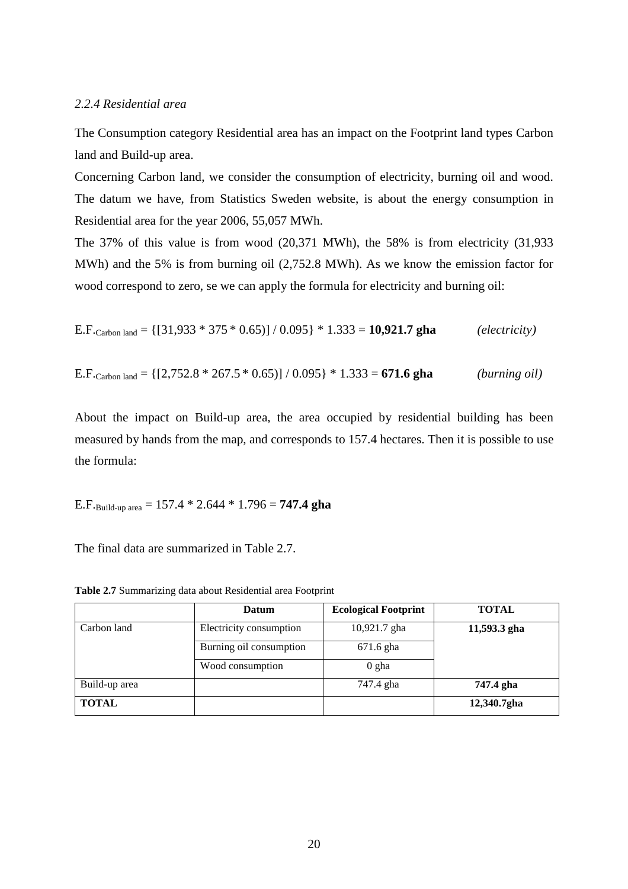### *2.2.4 Residential area*

The Consumption category Residential area has an impact on the Footprint land types Carbon land and Build-up area.

Concerning Carbon land, we consider the consumption of electricity, burning oil and wood. The datum we have, from Statistics Sweden website, is about the energy consumption in Residential area for the year 2006, 55,057 MWh.

The 37% of this value is from wood (20,371 MWh), the 58% is from electricity (31,933 MWh) and the 5% is from burning oil (2,752.8 MWh). As we know the emission factor for wood correspond to zero, se we can apply the formula for electricity and burning oil:

$$E.F._{\text{Carbon land}} = \{[31{,}933 * 375 * 0.65)] / 0.095\} * 1.333 = \mathbf{10{,}921.7\ gha} \qquad \textit{(electricity)}$$

$$E.F._{\text{Carbon land}} = \{[2{,}752.8 * 267.5 * 0.65)] / 0.095\} * 1.333 = \mathbf{671.6\ gha} \qquad \textit{(burning oil)}$$

About the impact on Build-up area, the area occupied by residential building has been measured by hands from the map, and corresponds to 157.4 hectares. Then it is possible to use the formula:

$$E.F._{\text{Build-up area}} = 157.4 * 2.644 * 1.796 = \mathbf{747.4\ gha}$$

The final data are summarized in Table 2.7.

**Table 2.7** Summarizing data about Residential area Footprint

| | **Datum** | **Ecological Footprint** | **TOTAL** |
|---|---|---|---|
| Carbon land | Electricity consumption | 10,921.7 gha | **11,593.3 gha** |
| | Burning oil consumption | 671.6 gha | |
| | Wood consumption | 0 gha | |
| Build-up area | | 747.4 gha | **747.4 gha** |
| **TOTAL** | | | **12,340.7gha** |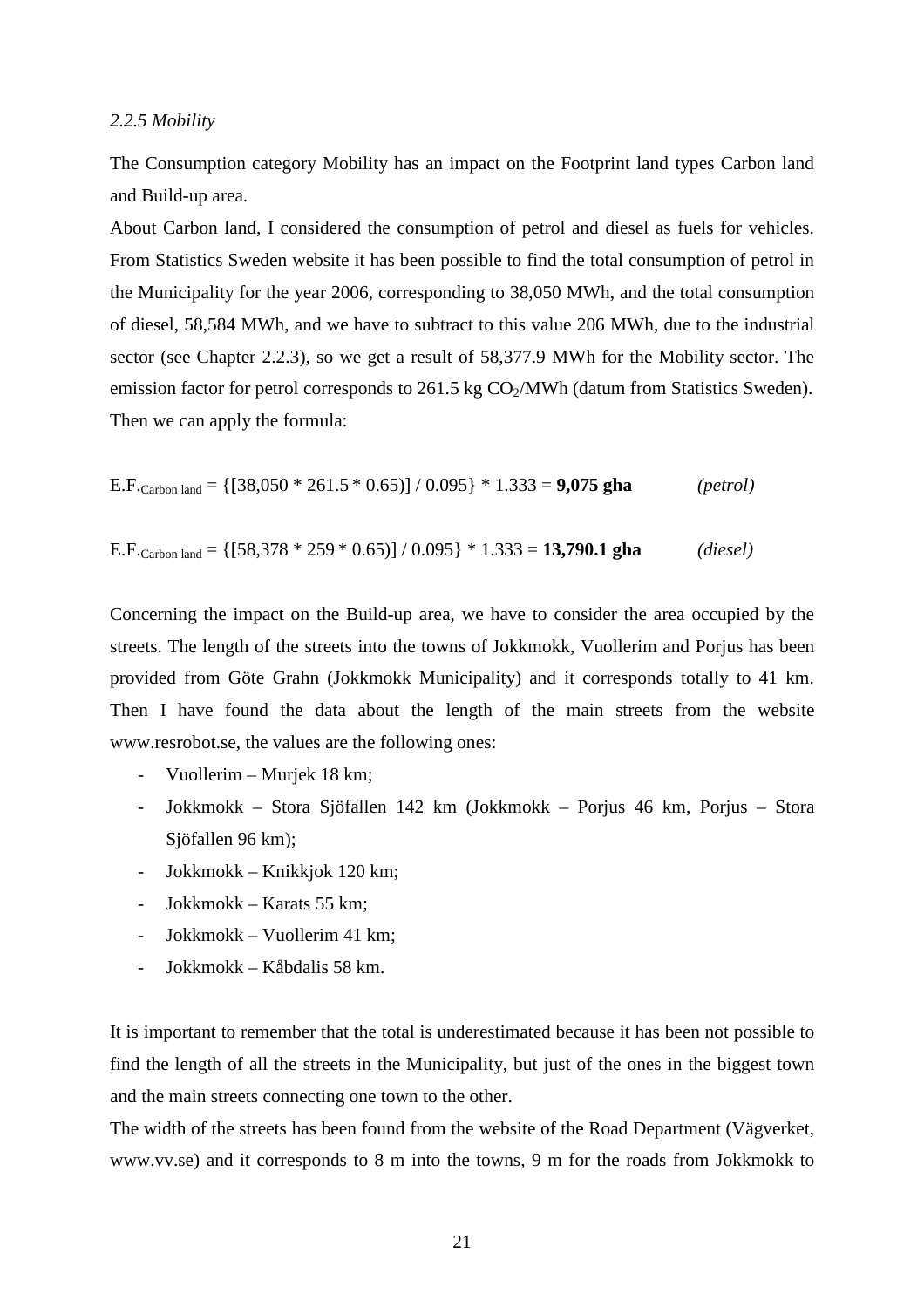*2.2.5 Mobility*

The Consumption category Mobility has an impact on the Footprint land types Carbon land and Build-up area.

About Carbon land, I considered the consumption of petrol and diesel as fuels for vehicles. From Statistics Sweden website it has been possible to find the total consumption of petrol in the Municipality for the year 2006, corresponding to 38,050 MWh, and the total consumption of diesel, 58,584 MWh, and we have to subtract to this value 206 MWh, due to the industrial sector (see Chapter 2.2.3), so we get a result of 58,377.9 MWh for the Mobility sector. The emission factor for petrol corresponds to 261.5 kg $CO_2$/MWh (datum from Statistics Sweden). Then we can apply the formula:

$$E.F._{\text{Carbon land}} = \{[38{,}050 * 261.5 * 0.65)] / 0.095\} * 1.333 = \mathbf{9{,}075\ gha} \qquad \textit{(petrol)}$$

$$E.F._{\text{Carbon land}} = \{[58{,}378 * 259 * 0.65)] / 0.095\} * 1.333 = \mathbf{13{,}790.1\ gha} \qquad \textit{(diesel)}$$

Concerning the impact on the Build-up area, we have to consider the area occupied by the streets. The length of the streets into the towns of Jokkmokk, Vuollerim and Porjus has been provided from Göte Grahn (Jokkmokk Municipality) and it corresponds totally to 41 km. Then I have found the data about the length of the main streets from the website www.resrobot.se, the values are the following ones:

- Vuollerim – Murjek 18 km;
- Jokkmokk – Stora Sjöfallen 142 km (Jokkmokk – Porjus 46 km, Porjus – Stora Sjöfallen 96 km);
- Jokkmokk – Knikkjok 120 km;
- Jokkmokk – Karats 55 km;
- Jokkmokk – Vuollerim 41 km;
- Jokkmokk – Kåbdalis 58 km.

It is important to remember that the total is underestimated because it has been not possible to find the length of all the streets in the Municipality, but just of the ones in the biggest town and the main streets connecting one town to the other.

The width of the streets has been found from the website of the Road Department (Vägverket, www.vv.se) and it corresponds to 8 m into the towns, 9 m for the roads from Jokkmokk to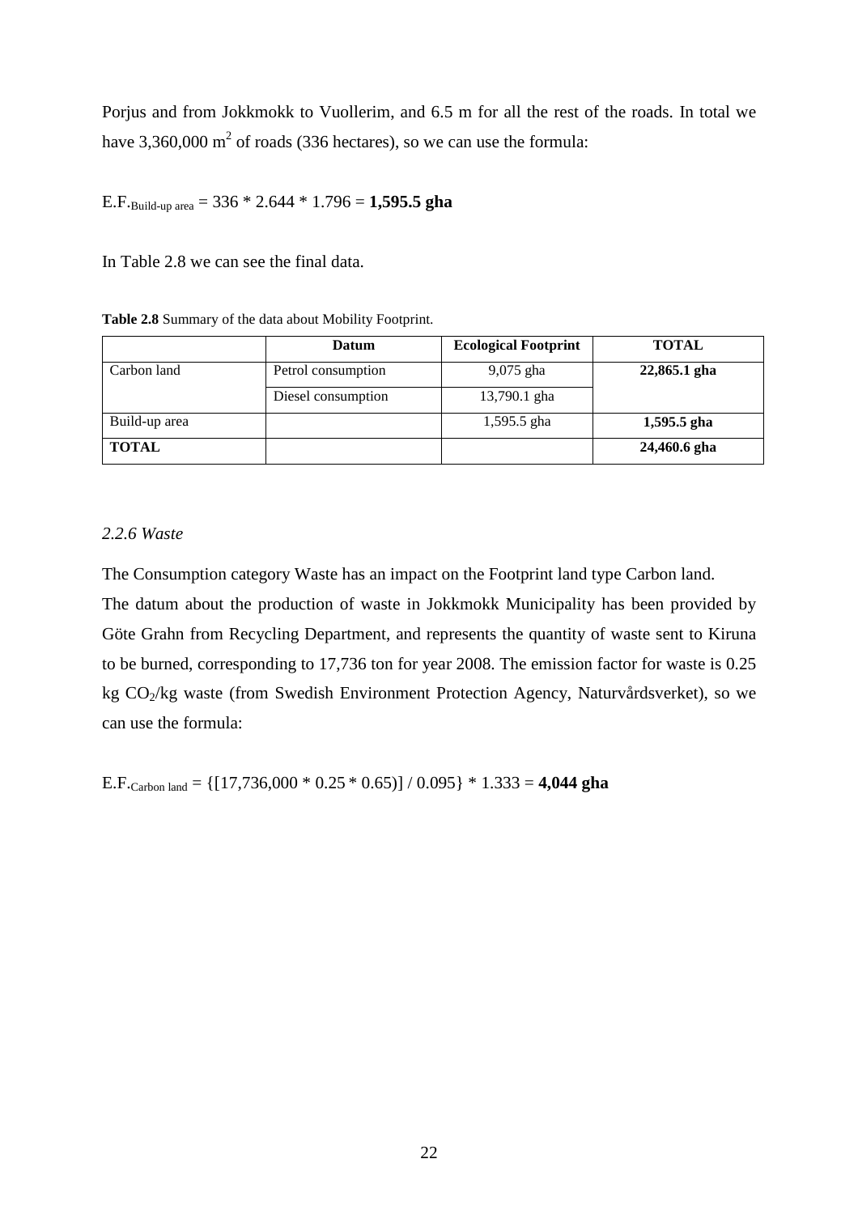Porjus and from Jokkmokk to Vuollerim, and 6.5 m for all the rest of the roads. In total we have 3,360,000 $m^2$ of roads (336 hectares), so we can use the formula:

$$E.F._{\text{Build-up area}} = 336 * 2.644 * 1.796 = \mathbf{1{,}595.5\ gha}$$

In Table 2.8 we can see the final data.

**Table 2.8** Summary of the data about Mobility Footprint.

| | Datum | Ecological Footprint | TOTAL |
|---|---|---|---|
| Carbon land | Petrol consumption | 9,075 gha | **22,865.1 gha** |
| | Diesel consumption | 13,790.1 gha | |
| Build-up area | | 1,595.5 gha | **1,595.5 gha** |
| **TOTAL** | | | **24,460.6 gha** |

### *2.2.6 Waste*

The Consumption category Waste has an impact on the Footprint land type Carbon land.
The datum about the production of waste in Jokkmokk Municipality has been provided by Göte Grahn from Recycling Department, and represents the quantity of waste sent to Kiruna to be burned, corresponding to 17,736 ton for year 2008. The emission factor for waste is 0.25 kg $CO_2$/kg waste (from Swedish Environment Protection Agency, Naturvårdsverket), so we can use the formula:

$$E.F._{\text{Carbon land}} = \{[17{,}736{,}000 * 0.25 * 0.65)] / 0.095\} * 1.333 = \mathbf{4{,}044\ gha}$$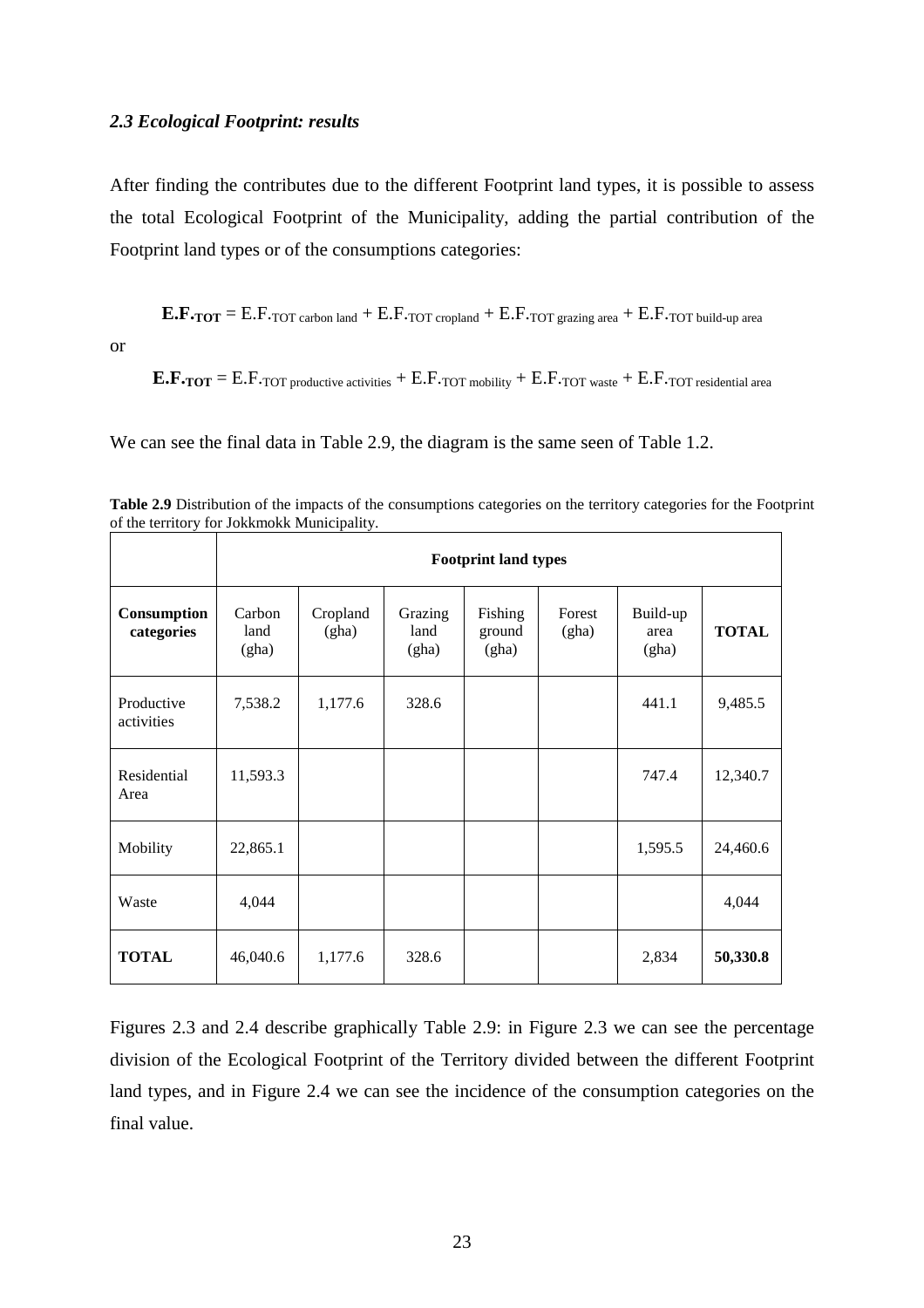### *2.3 Ecological Footprint: results*

After finding the contributes due to the different Footprint land types, it is possible to assess the total Ecological Footprint of the Municipality, adding the partial contribution of the Footprint land types or of the consumptions categories:

$$\mathbf{E.F._{TOT}} = \mathrm{E.F._{TOT\ carbon\ land}} + \mathrm{E.F._{TOT\ cropland}} + \mathrm{E.F._{TOT\ grazing\ area}} + \mathrm{E.F._{TOT\ build\text{-}up\ area}}$$

or

$$\mathbf{E.F._{TOT}} = \mathrm{E.F._{TOT\ productive\ activities}} + \mathrm{E.F._{TOT\ mobility}} + \mathrm{E.F._{TOT\ waste}} + \mathrm{E.F._{TOT\ residential\ area}}$$

We can see the final data in Table 2.9, the diagram is the same seen of Table 1.2.

**Table 2.9** Distribution of the impacts of the consumptions categories on the territory categories for the Footprint of the territory for Jokkmokk Municipality.

| | **Footprint land types** | | | | | | |
|---|---|---|---|---|---|---|---|
| **Consumption categories** | Carbon land (gha) | Cropland (gha) | Grazing land (gha) | Fishing ground (gha) | Forest (gha) | Build-up area (gha) | **TOTAL** |
| Productive activities | 7,538.2 | 1,177.6 | 328.6 | | | 441.1 | 9,485.5 |
| Residential Area | 11,593.3 | | | | | 747.4 | 12,340.7 |
| Mobility | 22,865.1 | | | | | 1,595.5 | 24,460.6 |
| Waste | 4,044 | | | | | | 4,044 |
| **TOTAL** | 46,040.6 | 1,177.6 | 328.6 | | | 2,834 | **50,330.8** |

Figures 2.3 and 2.4 describe graphically Table 2.9: in Figure 2.3 we can see the percentage division of the Ecological Footprint of the Territory divided between the different Footprint land types, and in Figure 2.4 we can see the incidence of the consumption categories on the final value.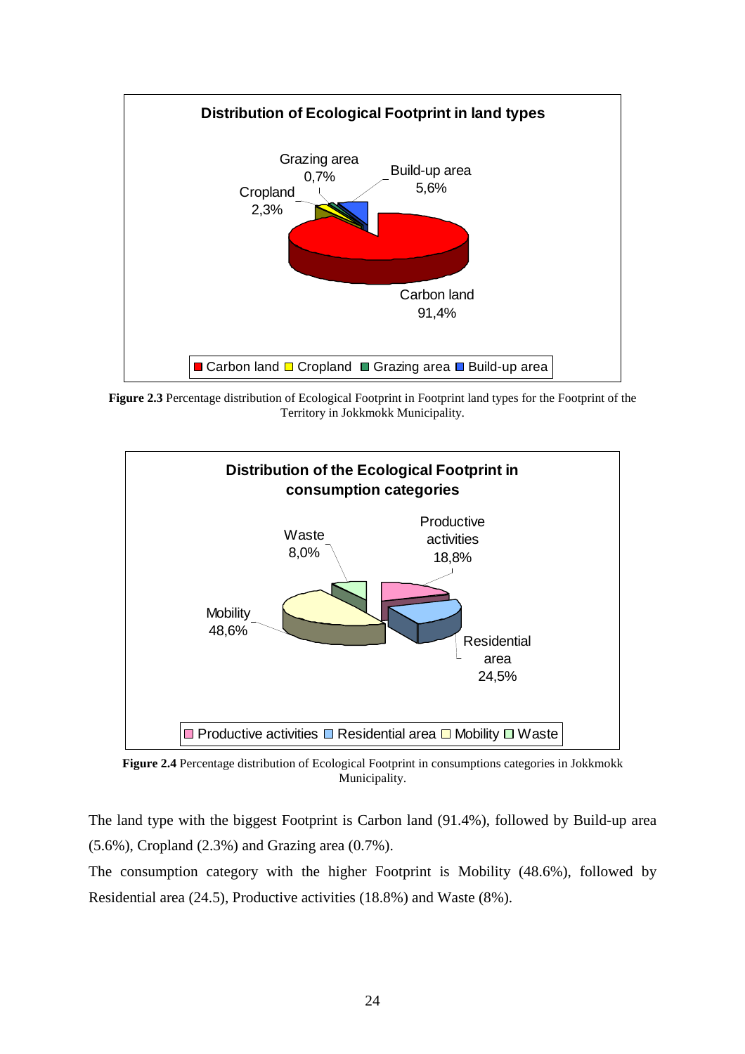**Figure 2.3** Percentage distribution of Ecological Footprint in Footprint land types for the Footprint of the Territory in Jokkmokk Municipality.

**Figure 2.4** Percentage distribution of Ecological Footprint in consumptions categories in Jokkmokk Municipality.

The land type with the biggest Footprint is Carbon land (91.4%), followed by Build-up area (5.6%), Cropland (2.3%) and Grazing area (0.7%).

The consumption category with the higher Footprint is Mobility (48.6%), followed by Residential area (24.5), Productive activities (18.8%) and Waste (8%).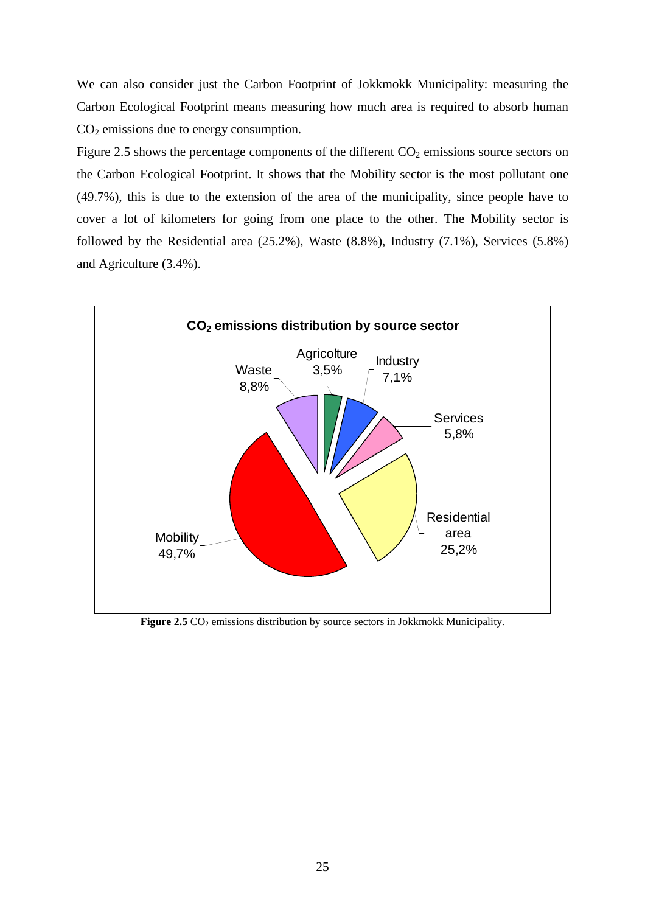We can also consider just the Carbon Footprint of Jokkmokk Municipality: measuring the Carbon Ecological Footprint means measuring how much area is required to absorb human $CO_2$ emissions due to energy consumption.

Figure 2.5 shows the percentage components of the different $CO_2$ emissions source sectors on the Carbon Ecological Footprint. It shows that the Mobility sector is the most pollutant one (49.7%), this is due to the extension of the area of the municipality, since people have to cover a lot of kilometers for going from one place to the other. The Mobility sector is followed by the Residential area (25.2%), Waste (8.8%), Industry (7.1%), Services (5.8%) and Agriculture (3.4%).

**$CO_2$ emissions distribution by source sector**

| Sector | Share |
|---|---|
| Mobility | 49,7% |
| Residential area | 25,2% |
| Waste | 8,8% |
| Industry | 7,1% |
| Services | 5,8% |
| Agricolture | 3,5% |

**Figure 2.5** $CO_2$ emissions distribution by source sectors in Jokkmokk Municipality.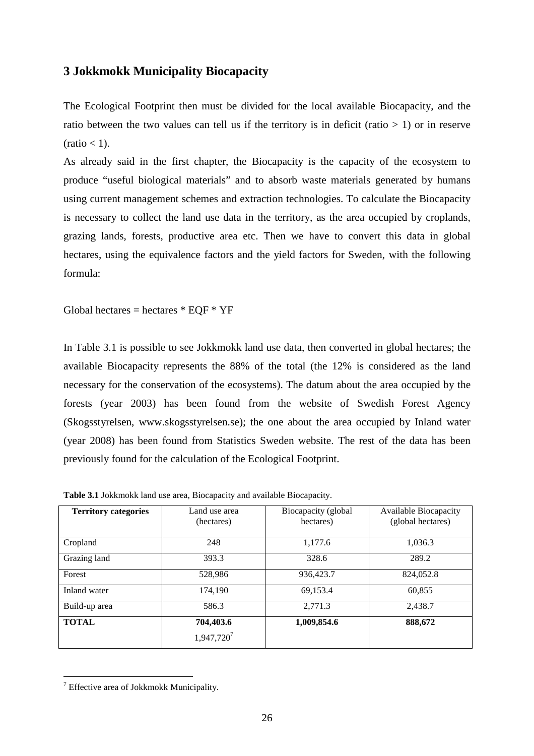## 3 Jokkmokk Municipality Biocapacity

The Ecological Footprint then must be divided for the local available Biocapacity, and the ratio between the two values can tell us if the territory is in deficit (ratio > 1) or in reserve (ratio < 1).

As already said in the first chapter, the Biocapacity is the capacity of the ecosystem to produce "useful biological materials" and to absorb waste materials generated by humans using current management schemes and extraction technologies. To calculate the Biocapacity is necessary to collect the land use data in the territory, as the area occupied by croplands, grazing lands, forests, productive area etc. Then we have to convert this data in global hectares, using the equivalence factors and the yield factors for Sweden, with the following formula:

Global hectares = hectares * EQF * YF

In Table 3.1 is possible to see Jokkmokk land use data, then converted in global hectares; the available Biocapacity represents the 88% of the total (the 12% is considered as the land necessary for the conservation of the ecosystems). The datum about the area occupied by the forests (year 2003) has been found from the website of Swedish Forest Agency (Skogsstyrelsen, www.skogsstyrelsen.se); the one about the area occupied by Inland water (year 2008) has been found from Statistics Sweden website. The rest of the data has been previously found for the calculation of the Ecological Footprint.

**Table 3.1** Jokkmokk land use area, Biocapacity and available Biocapacity.

| **Territory categories** | Land use area (hectares) | Biocapacity (global hectares) | Available Biocapacity (global hectares) |
|---|---|---|---|
| Cropland | 248 | 1,177.6 | 1,036.3 |
| Grazing land | 393.3 | 328.6 | 289.2 |
| Forest | 528,986 | 936,423.7 | 824,052.8 |
| Inland water | 174,190 | 69,153.4 | 60,855 |
| Build-up area | 586.3 | 2,771.3 | 2,438.7 |
| **TOTAL** | **704,403.6** 1,947,720[7] | **1,009,854.6** | **888,672** |

[7] Effective area of Jokkmokk Municipality.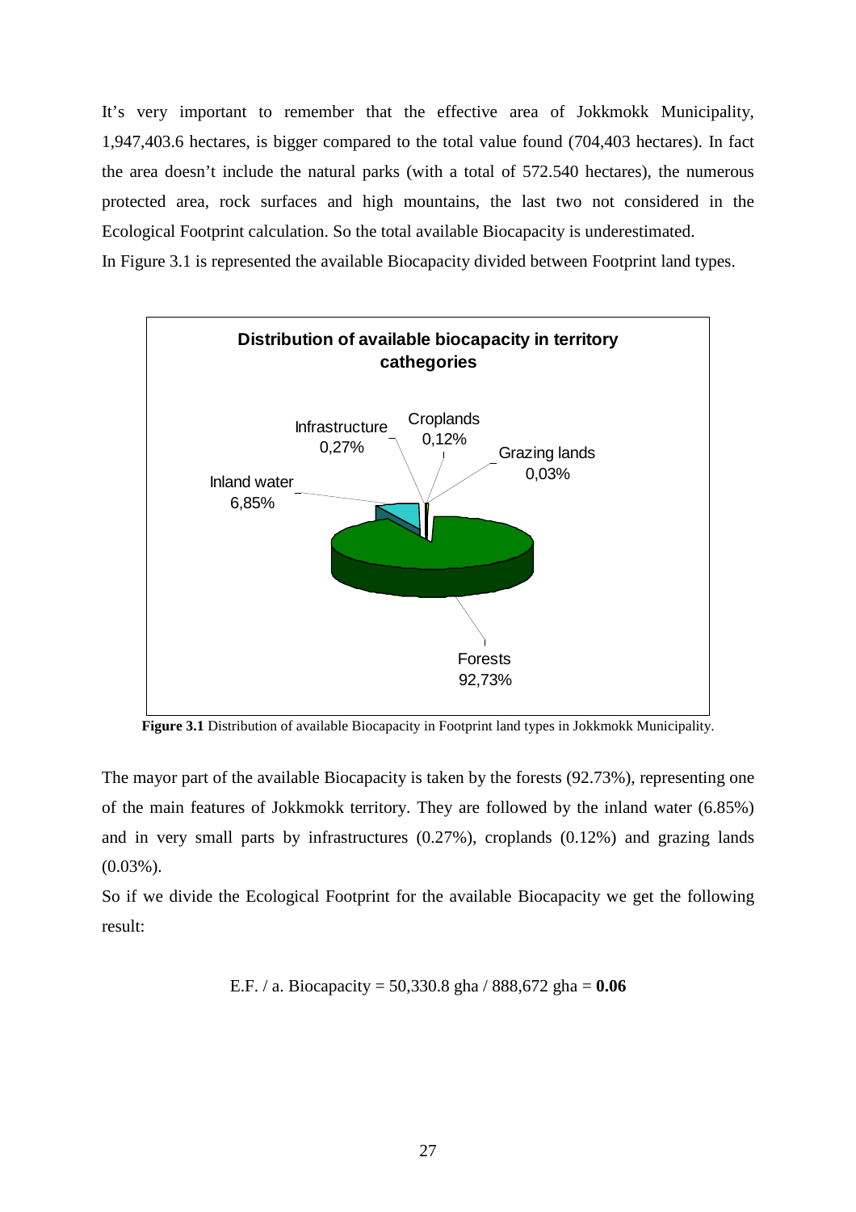It's very important to remember that the effective area of Jokkmokk Municipality, 1,947,403.6 hectares, is bigger compared to the total value found (704,403 hectares). In fact the area doesn't include the natural parks (with a total of 572.540 hectares), the numerous protected area, rock surfaces and high mountains, the last two not considered in the Ecological Footprint calculation. So the total available Biocapacity is underestimated.

In Figure 3.1 is represented the available Biocapacity divided between Footprint land types.

**Distribution of available biocapacity in territory cathegories**

| Category | Share |
|---|---|
| Forests | 92,73% |
| Inland water | 6,85% |
| Infrastructure | 0,27% |
| Croplands | 0,12% |
| Grazing lands | 0,03% |

**Figure 3.1** Distribution of available Biocapacity in Footprint land types in Jokkmokk Municipality.

The mayor part of the available Biocapacity is taken by the forests (92.73%), representing one of the main features of Jokkmokk territory. They are followed by the inland water (6.85%) and in very small parts by infrastructures (0.27%), croplands (0.12%) and grazing lands (0.03%).

So if we divide the Ecological Footprint for the available Biocapacity we get the following result:

E.F. / a. Biocapacity = 50,330.8 gha / 888,672 gha = **0.06**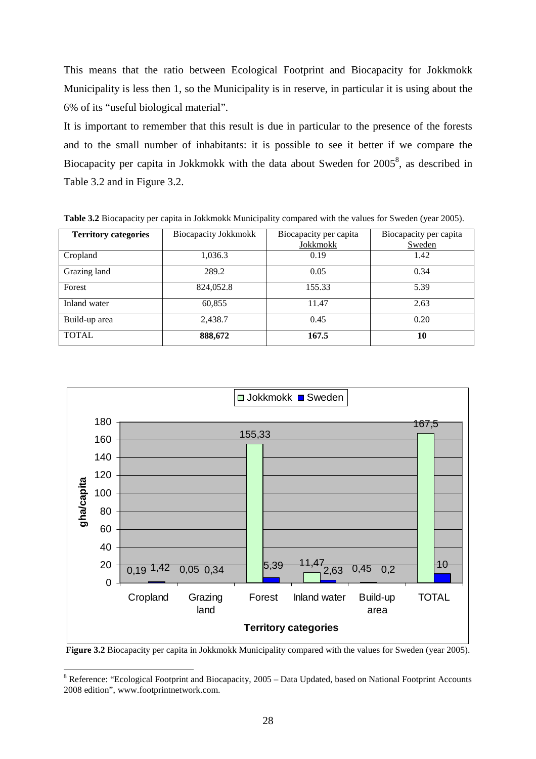This means that the ratio between Ecological Footprint and Biocapacity for Jokkmokk Municipality is less then 1, so the Municipality is in reserve, in particular it is using about the 6% of its "useful biological material".

It is important to remember that this result is due in particular to the presence of the forests and to the small number of inhabitants: it is possible to see it better if we compare the Biocapacity per capita in Jokkmokk with the data about Sweden for 2005[8], as described in Table 3.2 and in Figure 3.2.

**Table 3.2** Biocapacity per capita in Jokkmokk Municipality compared with the values for Sweden (year 2005).

| Territory categories | Biocapacity Jokkmokk | Biocapacity per capita Jokkmokk | Biocapacity per capita Sweden |
|---|---|---|---|
| Cropland | 1,036.3 | 0.19 | 1.42 |
| Grazing land | 289.2 | 0.05 | 0.34 |
| Forest | 824,052.8 | 155.33 | 5.39 |
| Inland water | 60,855 | 11.47 | 2.63 |
| Build-up area | 2,438.7 | 0.45 | 0.20 |
| TOTAL | **888,672** | **167.5** | **10** |

**Figure 3.2** Biocapacity per capita in Jokkmokk Municipality compared with the values for Sweden (year 2005).

[8] Reference: "Ecological Footprint and Biocapacity, 2005 – Data Updated, based on National Footprint Accounts 2008 edition", www.footprintnetwork.com.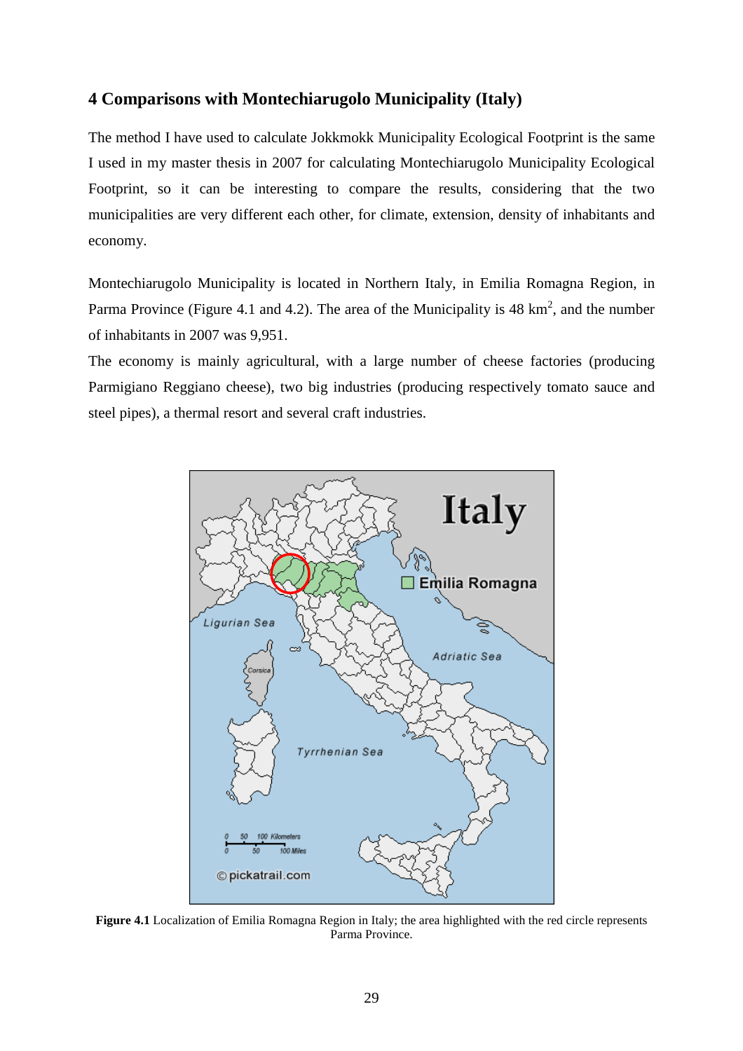## 4 Comparisons with Montechiarugolo Municipality (Italy)

The method I have used to calculate Jokkmokk Municipality Ecological Footprint is the same I used in my master thesis in 2007 for calculating Montechiarugolo Municipality Ecological Footprint, so it can be interesting to compare the results, considering that the two municipalities are very different each other, for climate, extension, density of inhabitants and economy.

Montechiarugolo Municipality is located in Northern Italy, in Emilia Romagna Region, in Parma Province (Figure 4.1 and 4.2). The area of the Municipality is 48 $km^2$, and the number of inhabitants in 2007 was 9,951.

The economy is mainly agricultural, with a large number of cheese factories (producing Parmigiano Reggiano cheese), two big industries (producing respectively tomato sauce and steel pipes), a thermal resort and several craft industries.

**Figure 4.1** Localization of Emilia Romagna Region in Italy; the area highlighted with the red circle represents Parma Province.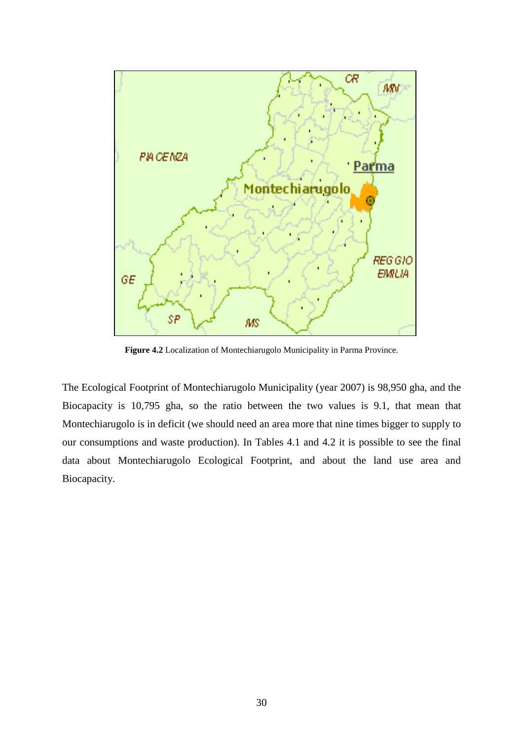**Figure 4.2** Localization of Montechiarugolo Municipality in Parma Province.

The Ecological Footprint of Montechiarugolo Municipality (year 2007) is 98,950 gha, and the Biocapacity is 10,795 gha, so the ratio between the two values is 9.1, that mean that Montechiarugolo is in deficit (we should need an area more that nine times bigger to supply to our consumptions and waste production). In Tables 4.1 and 4.2 it is possible to see the final data about Montechiarugolo Ecological Footprint, and about the land use area and Biocapacity.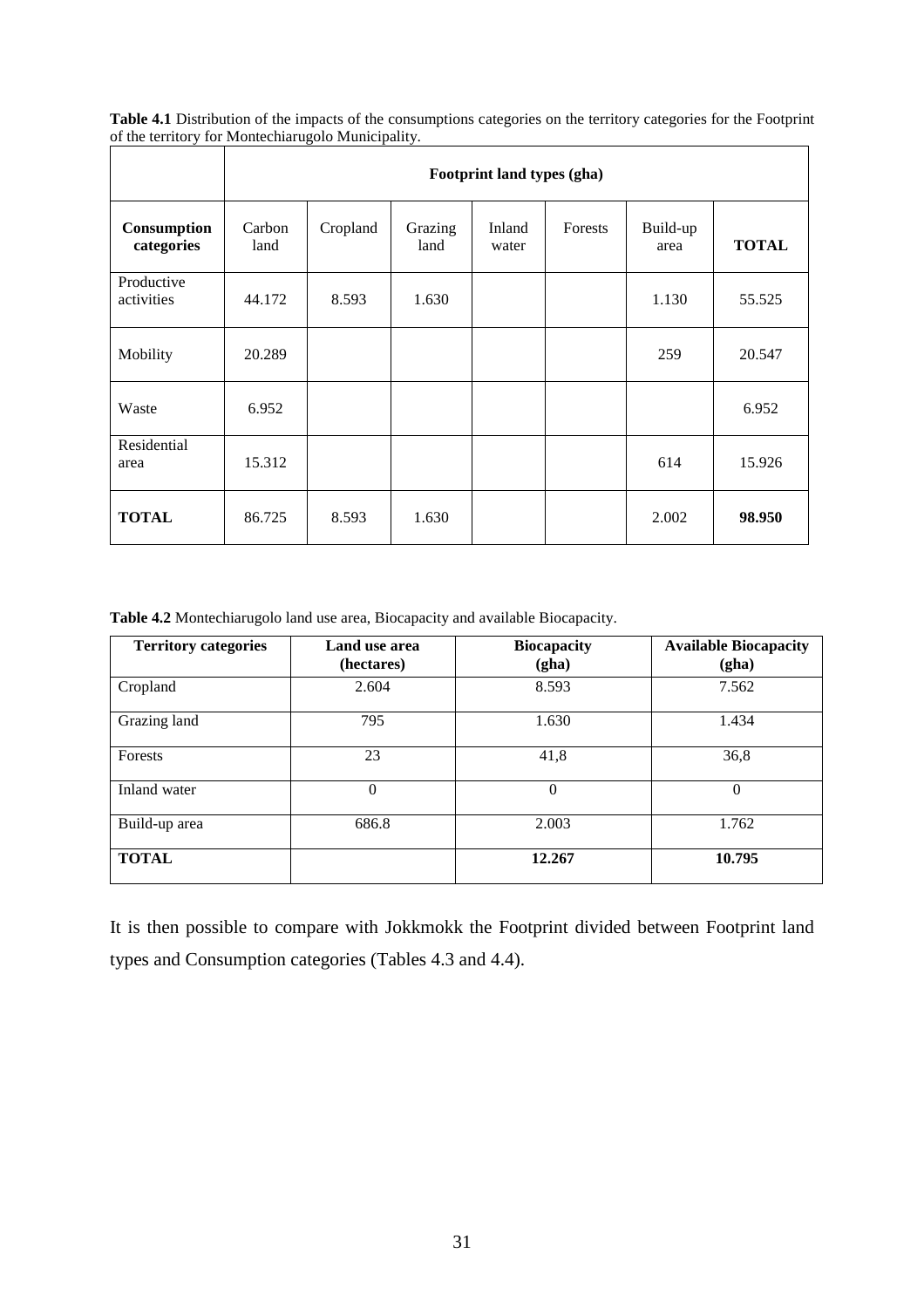**Table 4.1** Distribution of the impacts of the consumptions categories on the territory categories for the Footprint of the territory for Montechiarugolo Municipality.

| | Footprint land types (gha) | | | | | | |
|---|---|---|---|---|---|---|---|
| **Consumption categories** | Carbon land | Cropland | Grazing land | Inland water | Forests | Build-up area | **TOTAL** |
| Productive activities | 44.172 | 8.593 | 1.630 | | | 1.130 | 55.525 |
| Mobility | 20.289 | | | | | 259 | 20.547 |
| Waste | 6.952 | | | | | | 6.952 |
| Residential area | 15.312 | | | | | 614 | 15.926 |
| **TOTAL** | 86.725 | 8.593 | 1.630 | | | 2.002 | **98.950** |

**Table 4.2** Montechiarugolo land use area, Biocapacity and available Biocapacity.

| Territory categories | Land use area (hectares) | Biocapacity (gha) | Available Biocapacity (gha) |
|---|---|---|---|
| Cropland | 2.604 | 8.593 | 7.562 |
| Grazing land | 795 | 1.630 | 1.434 |
| Forests | 23 | 41,8 | 36,8 |
| Inland water | 0 | 0 | 0 |
| Build-up area | 686.8 | 2.003 | 1.762 |
| **TOTAL** | | **12.267** | **10.795** |

It is then possible to compare with Jokkmokk the Footprint divided between Footprint land types and Consumption categories (Tables 4.3 and 4.4).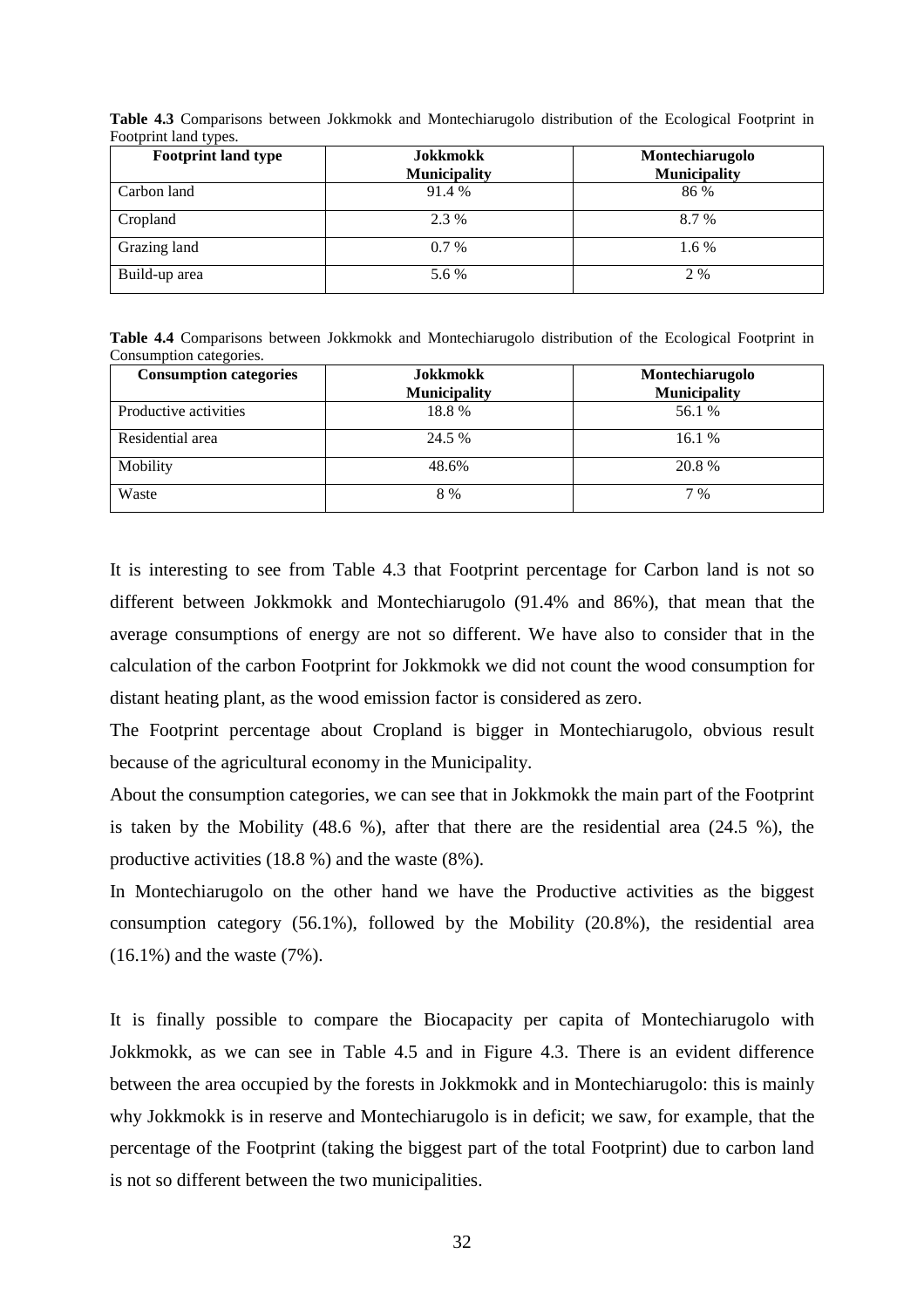**Table 4.3** Comparisons between Jokkmokk and Montechiarugolo distribution of the Ecological Footprint in Footprint land types.

| Footprint land type | Jokkmokk Municipality | Montechiarugolo Municipality |
|---|---|---|
| Carbon land | 91.4 % | 86 % |
| Cropland | 2.3 % | 8.7 % |
| Grazing land | 0.7 % | 1.6 % |
| Build-up area | 5.6 % | 2 % |

**Table 4.4** Comparisons between Jokkmokk and Montechiarugolo distribution of the Ecological Footprint in Consumption categories.

| Consumption categories | Jokkmokk Municipality | Montechiarugolo Municipality |
|---|---|---|
| Productive activities | 18.8 % | 56.1 % |
| Residential area | 24.5 % | 16.1 % |
| Mobility | 48.6% | 20.8 % |
| Waste | 8 % | 7 % |

It is interesting to see from Table 4.3 that Footprint percentage for Carbon land is not so different between Jokkmokk and Montechiarugolo (91.4% and 86%), that mean that the average consumptions of energy are not so different. We have also to consider that in the calculation of the carbon Footprint for Jokkmokk we did not count the wood consumption for distant heating plant, as the wood emission factor is considered as zero.

The Footprint percentage about Cropland is bigger in Montechiarugolo, obvious result because of the agricultural economy in the Municipality.

About the consumption categories, we can see that in Jokkmokk the main part of the Footprint is taken by the Mobility (48.6 %), after that there are the residential area (24.5 %), the productive activities (18.8 %) and the waste (8%).

In Montechiarugolo on the other hand we have the Productive activities as the biggest consumption category (56.1%), followed by the Mobility (20.8%), the residential area (16.1%) and the waste (7%).

It is finally possible to compare the Biocapacity per capita of Montechiarugolo with Jokkmokk, as we can see in Table 4.5 and in Figure 4.3. There is an evident difference between the area occupied by the forests in Jokkmokk and in Montechiarugolo: this is mainly why Jokkmokk is in reserve and Montechiarugolo is in deficit; we saw, for example, that the percentage of the Footprint (taking the biggest part of the total Footprint) due to carbon land is not so different between the two municipalities.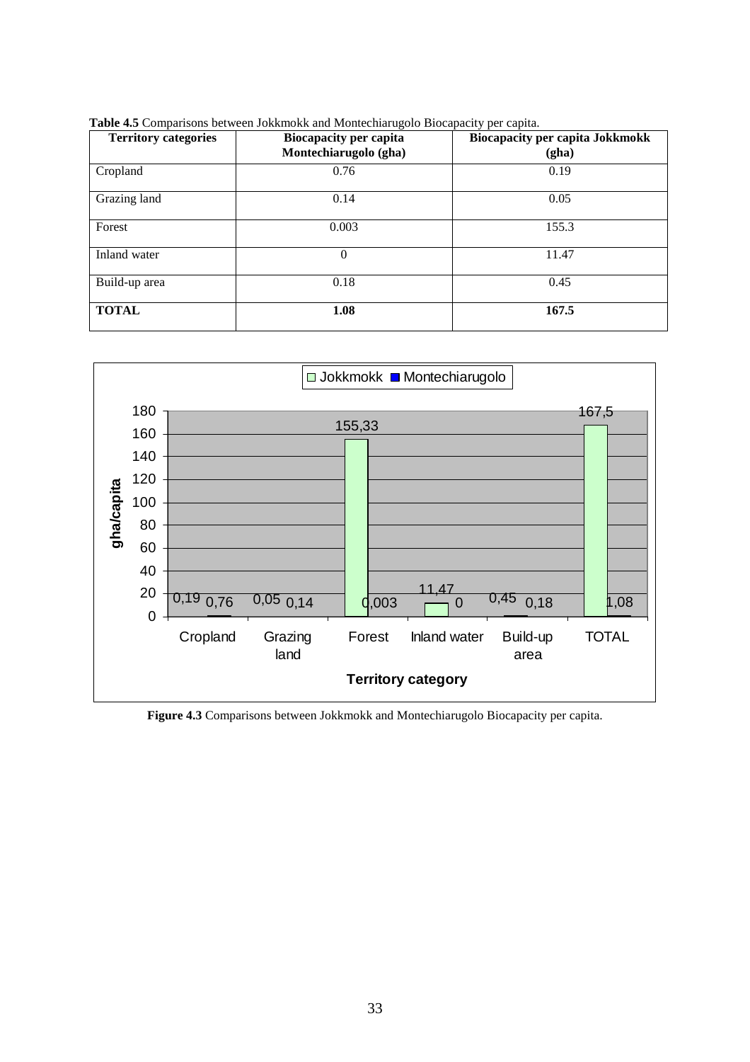**Table 4.5** Comparisons between Jokkmokk and Montechiarugolo Biocapacity per capita.

| Territory categories | Biocapacity per capita Montechiarugolo (gha) | Biocapacity per capita Jokkmokk (gha) |
|---|---|---|
| Cropland | 0.76 | 0.19 |
| Grazing land | 0.14 | 0.05 |
| Forest | 0.003 | 155.3 |
| Inland water | 0 | 11.47 |
| Build-up area | 0.18 | 0.45 |
| **TOTAL** | **1.08** | **167.5** |

**Figure 4.3** Comparisons between Jokkmokk and Montechiarugolo Biocapacity per capita.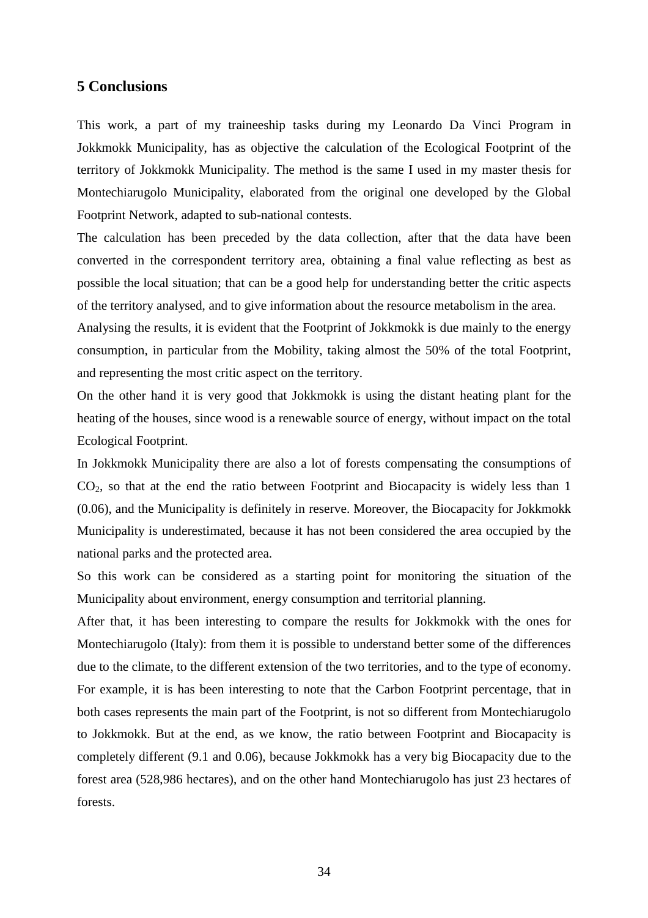## 5 Conclusions

This work, a part of my traineeship tasks during my Leonardo Da Vinci Program in Jokkmokk Municipality, has as objective the calculation of the Ecological Footprint of the territory of Jokkmokk Municipality. The method is the same I used in my master thesis for Montechiarugolo Municipality, elaborated from the original one developed by the Global Footprint Network, adapted to sub-national contests.

The calculation has been preceded by the data collection, after that the data have been converted in the correspondent territory area, obtaining a final value reflecting as best as possible the local situation; that can be a good help for understanding better the critic aspects of the territory analysed, and to give information about the resource metabolism in the area.

Analysing the results, it is evident that the Footprint of Jokkmokk is due mainly to the energy consumption, in particular from the Mobility, taking almost the 50% of the total Footprint, and representing the most critic aspect on the territory.

On the other hand it is very good that Jokkmokk is using the distant heating plant for the heating of the houses, since wood is a renewable source of energy, without impact on the total Ecological Footprint.

In Jokkmokk Municipality there are also a lot of forests compensating the consumptions of $CO_2$, so that at the end the ratio between Footprint and Biocapacity is widely less than 1 (0.06), and the Municipality is definitely in reserve. Moreover, the Biocapacity for Jokkmokk Municipality is underestimated, because it has not been considered the area occupied by the national parks and the protected area.

So this work can be considered as a starting point for monitoring the situation of the Municipality about environment, energy consumption and territorial planning.

After that, it has been interesting to compare the results for Jokkmokk with the ones for Montechiarugolo (Italy): from them it is possible to understand better some of the differences due to the climate, to the different extension of the two territories, and to the type of economy. For example, it is has been interesting to note that the Carbon Footprint percentage, that in both cases represents the main part of the Footprint, is not so different from Montechiarugolo to Jokkmokk. But at the end, as we know, the ratio between Footprint and Biocapacity is completely different (9.1 and 0.06), because Jokkmokk has a very big Biocapacity due to the forest area (528,986 hectares), and on the other hand Montechiarugolo has just 23 hectares of forests.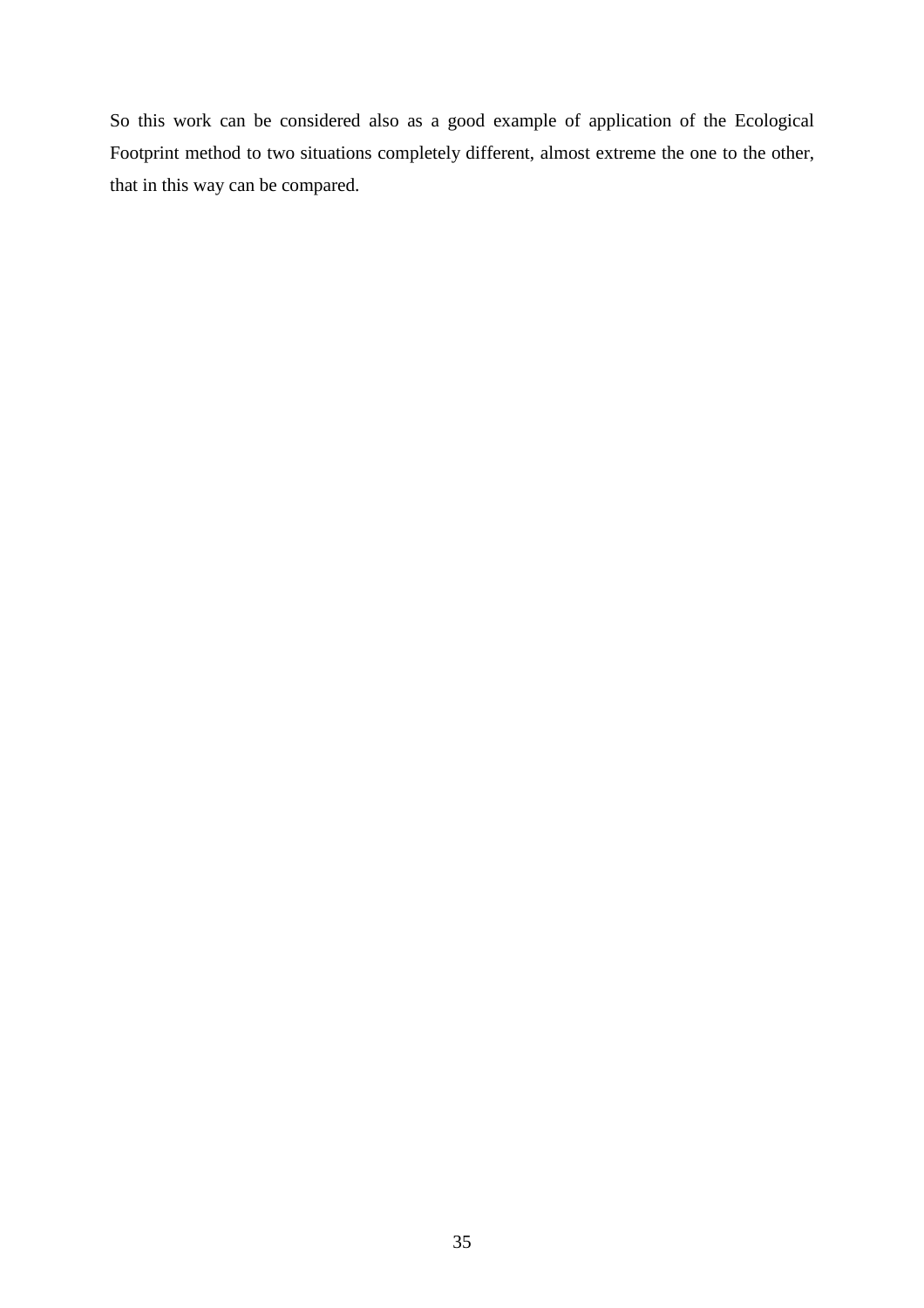So this work can be considered also as a good example of application of the Ecological Footprint method to two situations completely different, almost extreme the one to the other, that in this way can be compared.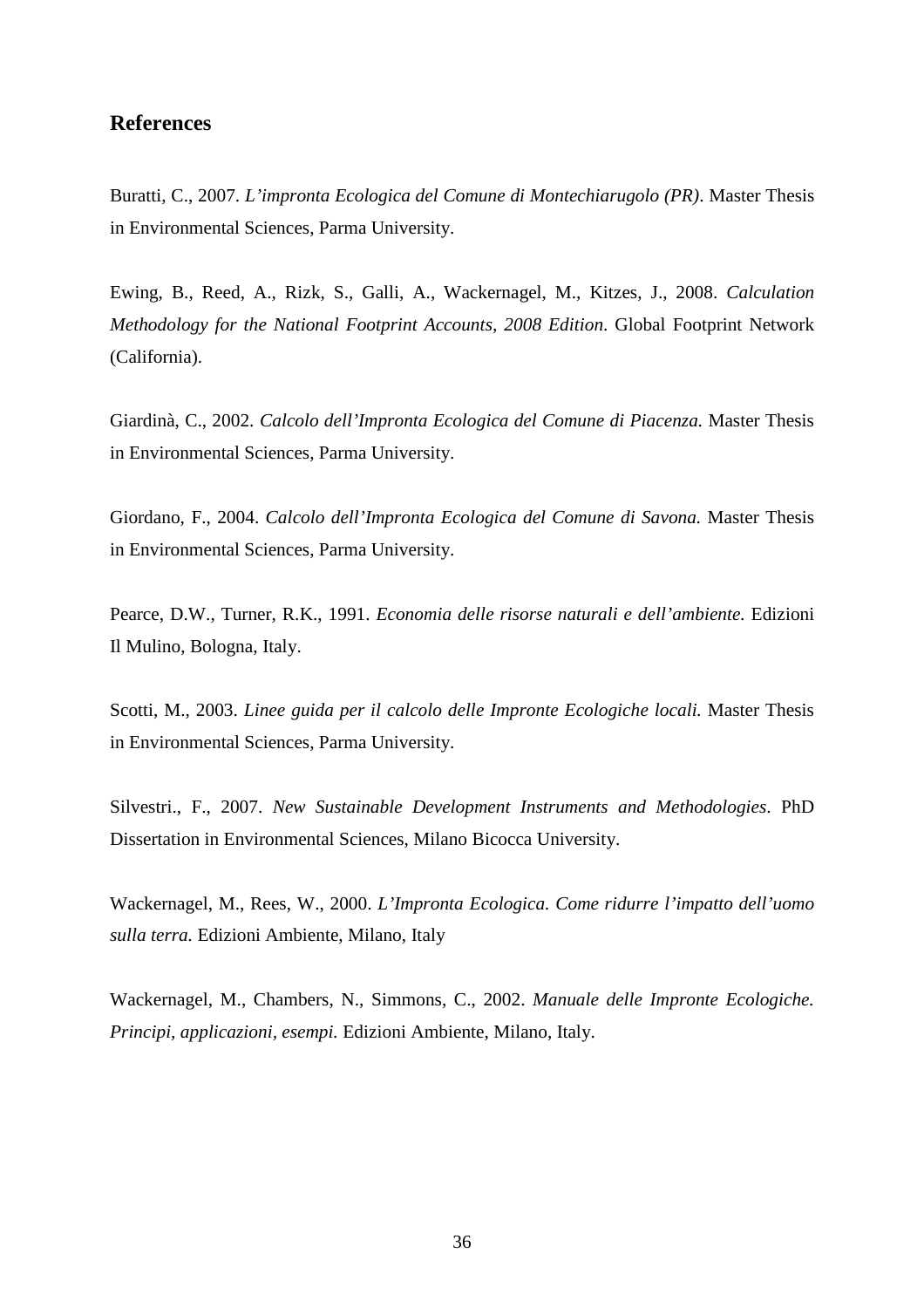## References

Buratti, C., 2007. *L'impronta Ecologica del Comune di Montechiarugolo (PR)*. Master Thesis in Environmental Sciences, Parma University.

Ewing, B., Reed, A., Rizk, S., Galli, A., Wackernagel, M., Kitzes, J., 2008. *Calculation Methodology for the National Footprint Accounts, 2008 Edition*. Global Footprint Network (California).

Giardinà, C., 2002. *Calcolo dell'Impronta Ecologica del Comune di Piacenza.* Master Thesis in Environmental Sciences, Parma University.

Giordano, F., 2004. *Calcolo dell'Impronta Ecologica del Comune di Savona.* Master Thesis in Environmental Sciences, Parma University.

Pearce, D.W., Turner, R.K., 1991. *Economia delle risorse naturali e dell'ambiente.* Edizioni Il Mulino, Bologna, Italy.

Scotti, M., 2003. *Linee guida per il calcolo delle Impronte Ecologiche locali.* Master Thesis in Environmental Sciences, Parma University.

Silvestri., F., 2007. *New Sustainable Development Instruments and Methodologies*. PhD Dissertation in Environmental Sciences, Milano Bicocca University.

Wackernagel, M., Rees, W., 2000. *L'Impronta Ecologica. Come ridurre l'impatto dell'uomo sulla terra.* Edizioni Ambiente, Milano, Italy

Wackernagel, M., Chambers, N., Simmons, C., 2002. *Manuale delle Impronte Ecologiche. Principi, applicazioni, esempi.* Edizioni Ambiente, Milano, Italy.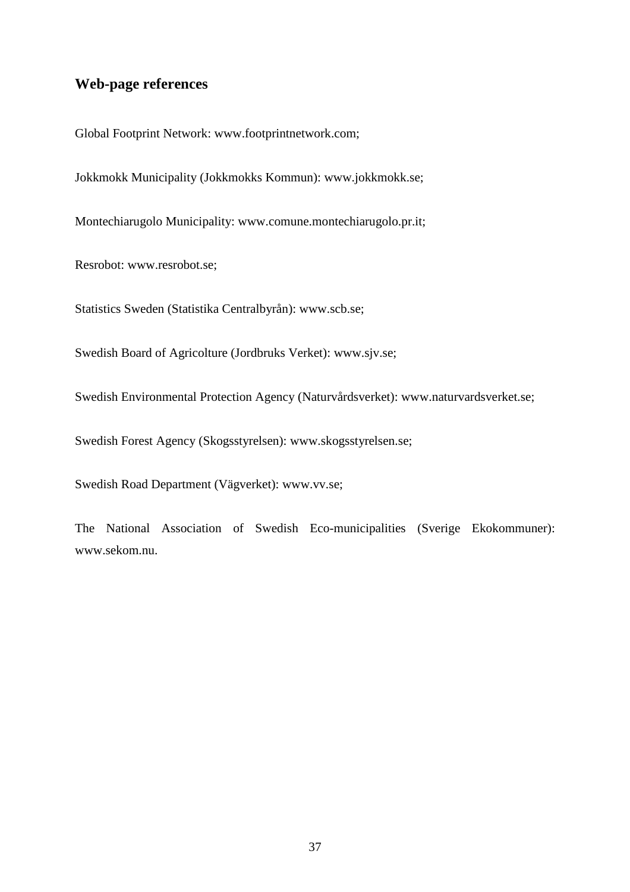## Web-page references

Global Footprint Network: www.footprintnetwork.com;

Jokkmokk Municipality (Jokkmokks Kommun): www.jokkmokk.se;

Montechiarugolo Municipality: www.comune.montechiarugolo.pr.it;

Resrobot: www.resrobot.se;

Statistics Sweden (Statistika Centralbyrån): www.scb.se;

Swedish Board of Agricolture (Jordbruks Verket): www.sjv.se;

Swedish Environmental Protection Agency (Naturvårdsverket): www.naturvardsverket.se;

Swedish Forest Agency (Skogsstyrelsen): www.skogsstyrelsen.se;

Swedish Road Department (Vägverket): www.vv.se;

The National Association of Swedish Eco-municipalities (Sverige Ekokommuner): www.sekom.nu.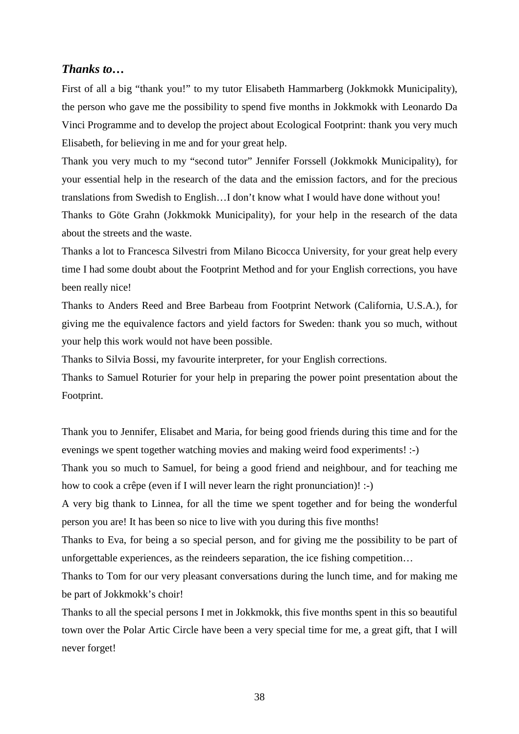### *Thanks to…*

First of all a big “thank you!” to my tutor Elisabeth Hammarberg (Jokkmokk Municipality), the person who gave me the possibility to spend five months in Jokkmokk with Leonardo Da Vinci Programme and to develop the project about Ecological Footprint: thank you very much Elisabeth, for believing in me and for your great help.

Thank you very much to my “second tutor” Jennifer Forssell (Jokkmokk Municipality), for your essential help in the research of the data and the emission factors, and for the precious translations from Swedish to English…I don’t know what I would have done without you!

Thanks to Göte Grahn (Jokkmokk Municipality), for your help in the research of the data about the streets and the waste.

Thanks a lot to Francesca Silvestri from Milano Bicocca University, for your great help every time I had some doubt about the Footprint Method and for your English corrections, you have been really nice!

Thanks to Anders Reed and Bree Barbeau from Footprint Network (California, U.S.A.), for giving me the equivalence factors and yield factors for Sweden: thank you so much, without your help this work would not have been possible.

Thanks to Silvia Bossi, my favourite interpreter, for your English corrections.

Thanks to Samuel Roturier for your help in preparing the power point presentation about the Footprint.

Thank you to Jennifer, Elisabet and Maria, for being good friends during this time and for the evenings we spent together watching movies and making weird food experiments! :-)

Thank you so much to Samuel, for being a good friend and neighbour, and for teaching me how to cook a crêpe (even if I will never learn the right pronunciation)! :-)

A very big thank to Linnea, for all the time we spent together and for being the wonderful person you are! It has been so nice to live with you during this five months!

Thanks to Eva, for being a so special person, and for giving me the possibility to be part of unforgettable experiences, as the reindeers separation, the ice fishing competition…

Thanks to Tom for our very pleasant conversations during the lunch time, and for making me be part of Jokkmokk’s choir!

Thanks to all the special persons I met in Jokkmokk, this five months spent in this so beautiful town over the Polar Artic Circle have been a very special time for me, a great gift, that I will never forget!